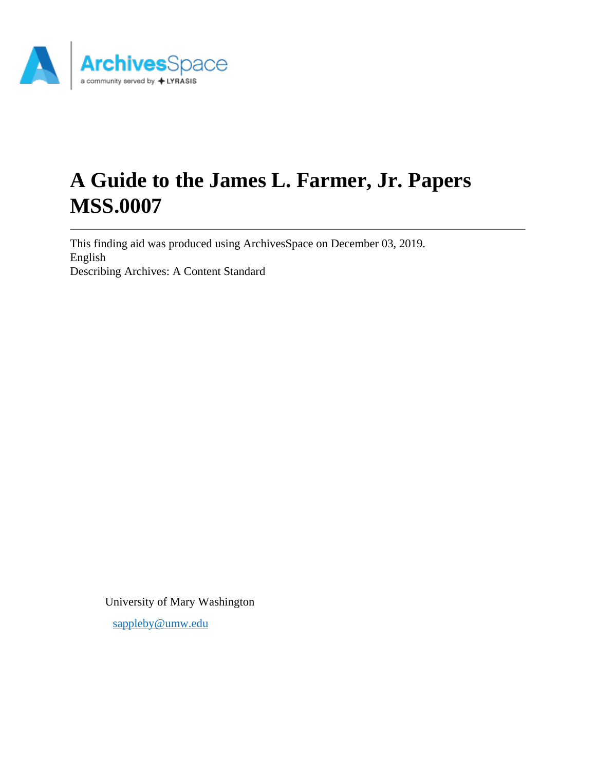# A Guide to the James L. Farmer, Jr. Papers MSS.0007

This finding aid was produced using ArchivesSpace on December 03, 2019.
English
Describing Archives: A Content Standard

University of Mary Washington

sappleby@umw.edu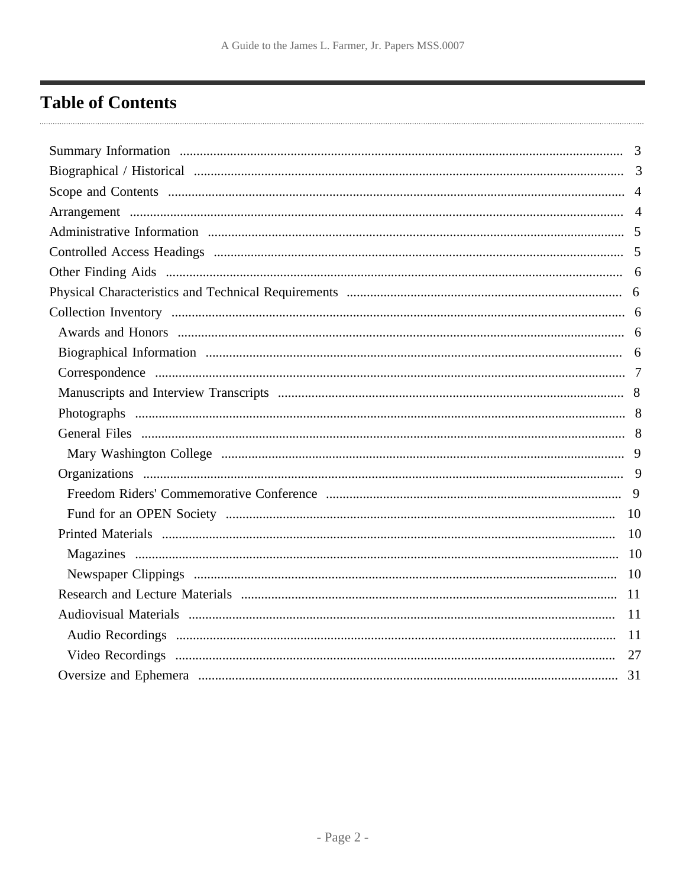# Table of Contents

- Summary Information ........ 3
- Biographical / Historical ........ 3
- Scope and Contents ........ 4
- Arrangement ........ 4
- Administrative Information ........ 5
- Controlled Access Headings ........ 5
- Other Finding Aids ........ 6
- Physical Characteristics and Technical Requirements ........ 6
- Collection Inventory ........ 6
  - Awards and Honors ........ 6
  - Biographical Information ........ 6
  - Correspondence ........ 7
  - Manuscripts and Interview Transcripts ........ 8
  - Photographs ........ 8
  - General Files ........ 8
    - Mary Washington College ........ 9
  - Organizations ........ 9
    - Freedom Riders' Commemorative Conference ........ 9
    - Fund for an OPEN Society ........ 10
  - Printed Materials ........ 10
    - Magazines ........ 10
    - Newspaper Clippings ........ 10
  - Research and Lecture Materials ........ 11
  - Audiovisual Materials ........ 11
    - Audio Recordings ........ 11
    - Video Recordings ........ 27
  - Oversize and Ephemera ........ 31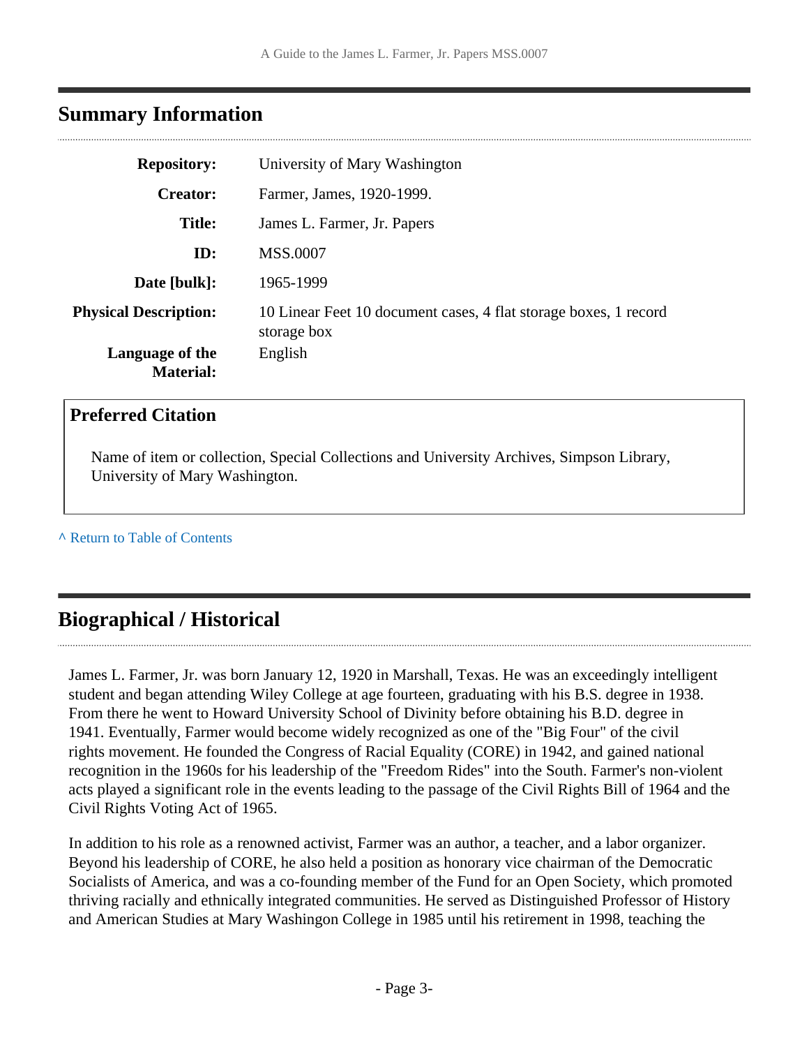## Summary Information

| | |
|---|---|
| **Repository:** | University of Mary Washington |
| **Creator:** | Farmer, James, 1920-1999. |
| **Title:** | James L. Farmer, Jr. Papers |
| **ID:** | MSS.0007 |
| **Date [bulk]:** | 1965-1999 |
| **Physical Description:** | 10 Linear Feet 10 document cases, 4 flat storage boxes, 1 record storage box |
| **Language of the Material:** | English |

### Preferred Citation

Name of item or collection, Special Collections and University Archives, Simpson Library, University of Mary Washington.

^ Return to Table of Contents

## Biographical / Historical

James L. Farmer, Jr. was born January 12, 1920 in Marshall, Texas. He was an exceedingly intelligent student and began attending Wiley College at age fourteen, graduating with his B.S. degree in 1938. From there he went to Howard University School of Divinity before obtaining his B.D. degree in 1941. Eventually, Farmer would become widely recognized as one of the "Big Four" of the civil rights movement. He founded the Congress of Racial Equality (CORE) in 1942, and gained national recognition in the 1960s for his leadership of the "Freedom Rides" into the South. Farmer's non-violent acts played a significant role in the events leading to the passage of the Civil Rights Bill of 1964 and the Civil Rights Voting Act of 1965.

In addition to his role as a renowned activist, Farmer was an author, a teacher, and a labor organizer. Beyond his leadership of CORE, he also held a position as honorary vice chairman of the Democratic Socialists of America, and was a co-founding member of the Fund for an Open Society, which promoted thriving racially and ethnically integrated communities. He served as Distinguished Professor of History and American Studies at Mary Washingon College in 1985 until his retirement in 1998, teaching the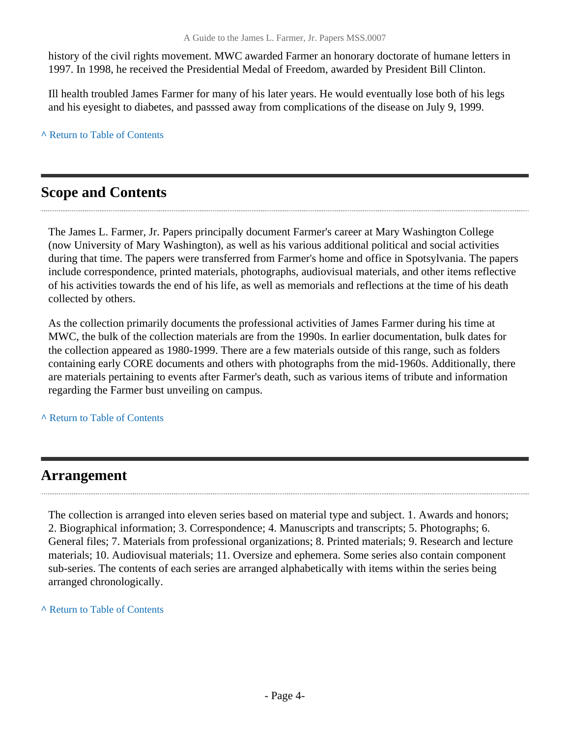history of the civil rights movement. MWC awarded Farmer an honorary doctorate of humane letters in 1997. In 1998, he received the Presidential Medal of Freedom, awarded by President Bill Clinton.

Ill health troubled James Farmer for many of his later years. He would eventually lose both of his legs and his eyesight to diabetes, and passsed away from complications of the disease on July 9, 1999.

^ Return to Table of Contents

## Scope and Contents

The James L. Farmer, Jr. Papers principally document Farmer's career at Mary Washington College (now University of Mary Washington), as well as his various additional political and social activities during that time. The papers were transferred from Farmer's home and office in Spotsylvania. The papers include correspondence, printed materials, photographs, audiovisual materials, and other items reflective of his activities towards the end of his life, as well as memorials and reflections at the time of his death collected by others.

As the collection primarily documents the professional activities of James Farmer during his time at MWC, the bulk of the collection materials are from the 1990s. In earlier documentation, bulk dates for the collection appeared as 1980-1999. There are a few materials outside of this range, such as folders containing early CORE documents and others with photographs from the mid-1960s. Additionally, there are materials pertaining to events after Farmer's death, such as various items of tribute and information regarding the Farmer bust unveiling on campus.

^ Return to Table of Contents

## Arrangement

The collection is arranged into eleven series based on material type and subject. 1. Awards and honors; 2. Biographical information; 3. Correspondence; 4. Manuscripts and transcripts; 5. Photographs; 6. General files; 7. Materials from professional organizations; 8. Printed materials; 9. Research and lecture materials; 10. Audiovisual materials; 11. Oversize and ephemera. Some series also contain component sub-series. The contents of each series are arranged alphabetically with items within the series being arranged chronologically.

^ Return to Table of Contents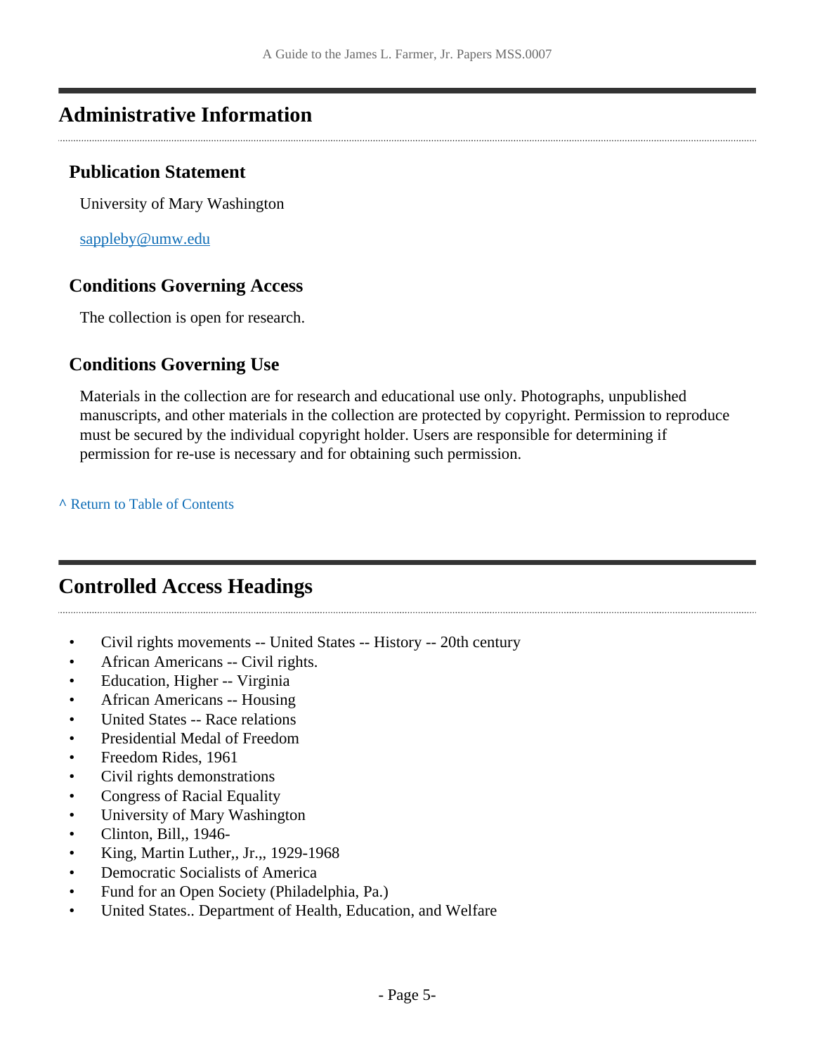## Administrative Information

### Publication Statement

University of Mary Washington

sappleby@umw.edu

### Conditions Governing Access

The collection is open for research.

### Conditions Governing Use

Materials in the collection are for research and educational use only. Photographs, unpublished manuscripts, and other materials in the collection are protected by copyright. Permission to reproduce must be secured by the individual copyright holder. Users are responsible for determining if permission for re-use is necessary and for obtaining such permission.

^ Return to Table of Contents

## Controlled Access Headings

- Civil rights movements -- United States -- History -- 20th century
- African Americans -- Civil rights.
- Education, Higher -- Virginia
- African Americans -- Housing
- United States -- Race relations
- Presidential Medal of Freedom
- Freedom Rides, 1961
- Civil rights demonstrations
- Congress of Racial Equality
- University of Mary Washington
- Clinton, Bill,, 1946-
- King, Martin Luther,, Jr.,, 1929-1968
- Democratic Socialists of America
- Fund for an Open Society (Philadelphia, Pa.)
- United States.. Department of Health, Education, and Welfare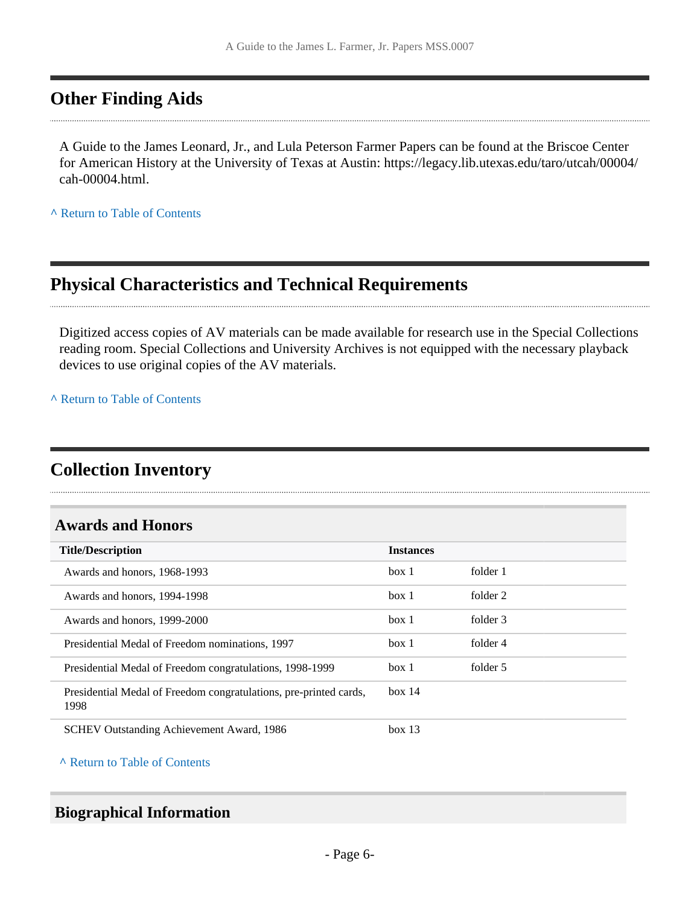## Other Finding Aids

A Guide to the James Leonard, Jr., and Lula Peterson Farmer Papers can be found at the Briscoe Center for American History at the University of Texas at Austin: https://legacy.lib.utexas.edu/taro/utcah/00004/cah-00004.html.

^ Return to Table of Contents

## Physical Characteristics and Technical Requirements

Digitized access copies of AV materials can be made available for research use in the Special Collections reading room. Special Collections and University Archives is not equipped with the necessary playback devices to use original copies of the AV materials.

^ Return to Table of Contents

## Collection Inventory

### Awards and Honors

| Title/Description | Instances | |
|---|---|---|
| Awards and honors, 1968-1993 | box 1 | folder 1 |
| Awards and honors, 1994-1998 | box 1 | folder 2 |
| Awards and honors, 1999-2000 | box 1 | folder 3 |
| Presidential Medal of Freedom nominations, 1997 | box 1 | folder 4 |
| Presidential Medal of Freedom congratulations, 1998-1999 | box 1 | folder 5 |
| Presidential Medal of Freedom congratulations, pre-printed cards, 1998 | box 14 | |
| SCHEV Outstanding Achievement Award, 1986 | box 13 | |

^ Return to Table of Contents

### Biographical Information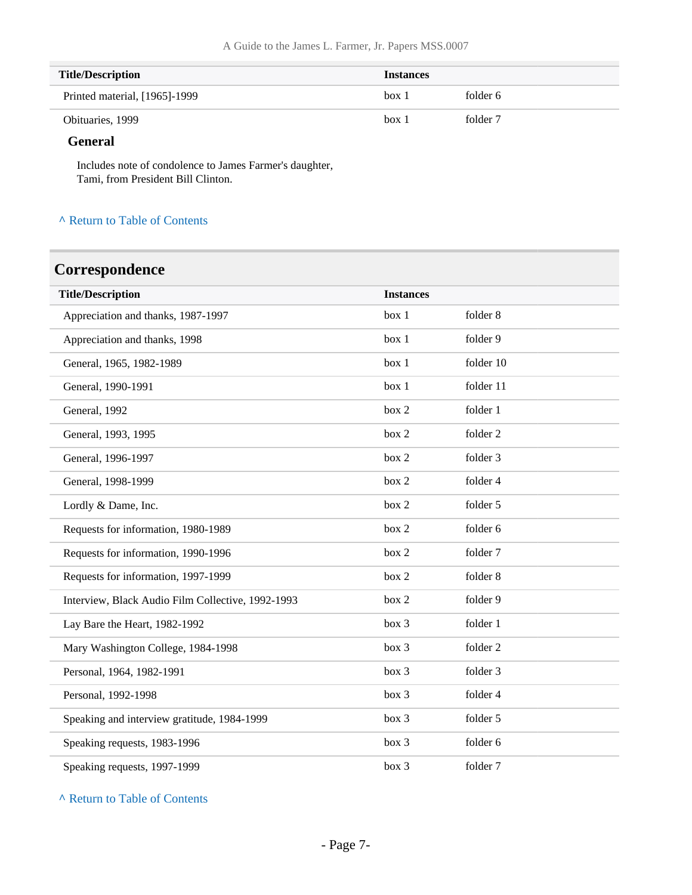| Title/Description | Instances | |
|---|---|---|
| Printed material, [1965]-1999 | box 1 | folder 6 |
| Obituaries, 1999 | box 1 | folder 7 |

#### General

Includes note of condolence to James Farmer's daughter, Tami, from President Bill Clinton.

^ Return to Table of Contents

## Correspondence

| Title/Description | Instances | |
|---|---|---|
| Appreciation and thanks, 1987-1997 | box 1 | folder 8 |
| Appreciation and thanks, 1998 | box 1 | folder 9 |
| General, 1965, 1982-1989 | box 1 | folder 10 |
| General, 1990-1991 | box 1 | folder 11 |
| General, 1992 | box 2 | folder 1 |
| General, 1993, 1995 | box 2 | folder 2 |
| General, 1996-1997 | box 2 | folder 3 |
| General, 1998-1999 | box 2 | folder 4 |
| Lordly & Dame, Inc. | box 2 | folder 5 |
| Requests for information, 1980-1989 | box 2 | folder 6 |
| Requests for information, 1990-1996 | box 2 | folder 7 |
| Requests for information, 1997-1999 | box 2 | folder 8 |
| Interview, Black Audio Film Collective, 1992-1993 | box 2 | folder 9 |
| Lay Bare the Heart, 1982-1992 | box 3 | folder 1 |
| Mary Washington College, 1984-1998 | box 3 | folder 2 |
| Personal, 1964, 1982-1991 | box 3 | folder 3 |
| Personal, 1992-1998 | box 3 | folder 4 |
| Speaking and interview gratitude, 1984-1999 | box 3 | folder 5 |
| Speaking requests, 1983-1996 | box 3 | folder 6 |
| Speaking requests, 1997-1999 | box 3 | folder 7 |

^ Return to Table of Contents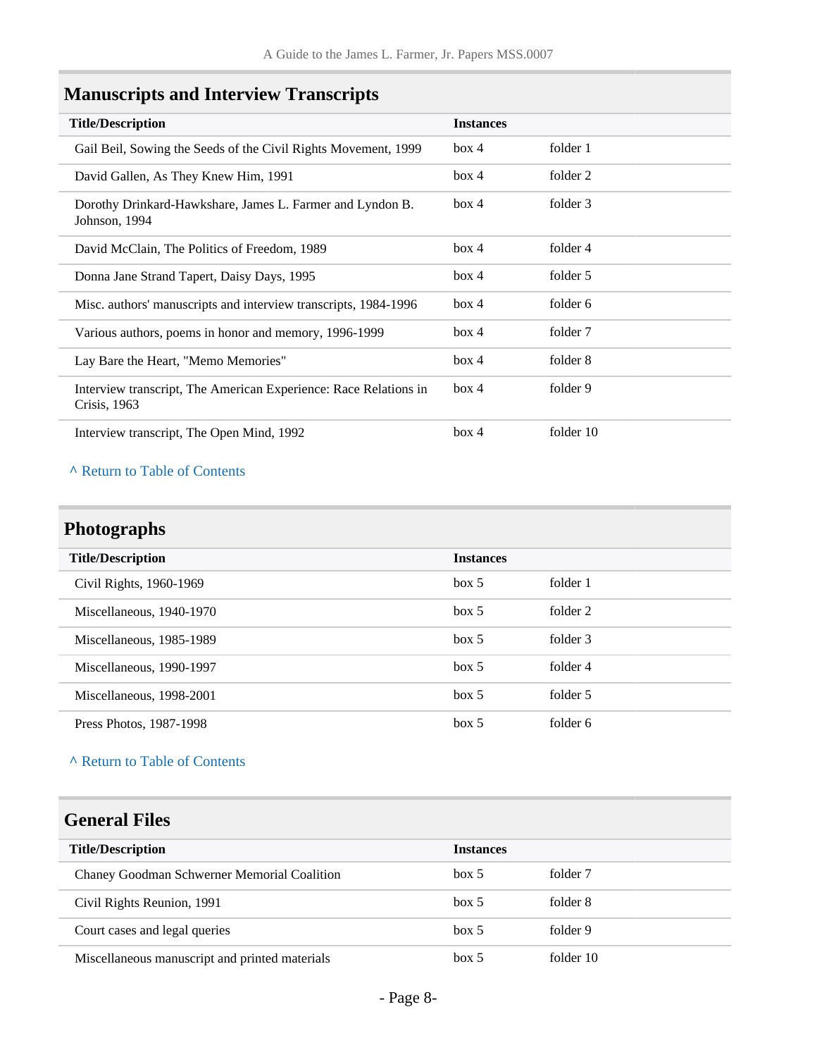## Manuscripts and Interview Transcripts

| Title/Description | Instances | |
|---|---|---|
| Gail Beil, Sowing the Seeds of the Civil Rights Movement, 1999 | box 4 | folder 1 |
| David Gallen, As They Knew Him, 1991 | box 4 | folder 2 |
| Dorothy Drinkard-Hawkshare, James L. Farmer and Lyndon B. Johnson, 1994 | box 4 | folder 3 |
| David McClain, The Politics of Freedom, 1989 | box 4 | folder 4 |
| Donna Jane Strand Tapert, Daisy Days, 1995 | box 4 | folder 5 |
| Misc. authors' manuscripts and interview transcripts, 1984-1996 | box 4 | folder 6 |
| Various authors, poems in honor and memory, 1996-1999 | box 4 | folder 7 |
| Lay Bare the Heart, "Memo Memories" | box 4 | folder 8 |
| Interview transcript, The American Experience: Race Relations in Crisis, 1963 | box 4 | folder 9 |
| Interview transcript, The Open Mind, 1992 | box 4 | folder 10 |

^ Return to Table of Contents

## Photographs

| Title/Description | Instances | |
|---|---|---|
| Civil Rights, 1960-1969 | box 5 | folder 1 |
| Miscellaneous, 1940-1970 | box 5 | folder 2 |
| Miscellaneous, 1985-1989 | box 5 | folder 3 |
| Miscellaneous, 1990-1997 | box 5 | folder 4 |
| Miscellaneous, 1998-2001 | box 5 | folder 5 |
| Press Photos, 1987-1998 | box 5 | folder 6 |

^ Return to Table of Contents

## General Files

| Title/Description | Instances | |
|---|---|---|
| Chaney Goodman Schwerner Memorial Coalition | box 5 | folder 7 |
| Civil Rights Reunion, 1991 | box 5 | folder 8 |
| Court cases and legal queries | box 5 | folder 9 |
| Miscellaneous manuscript and printed materials | box 5 | folder 10 |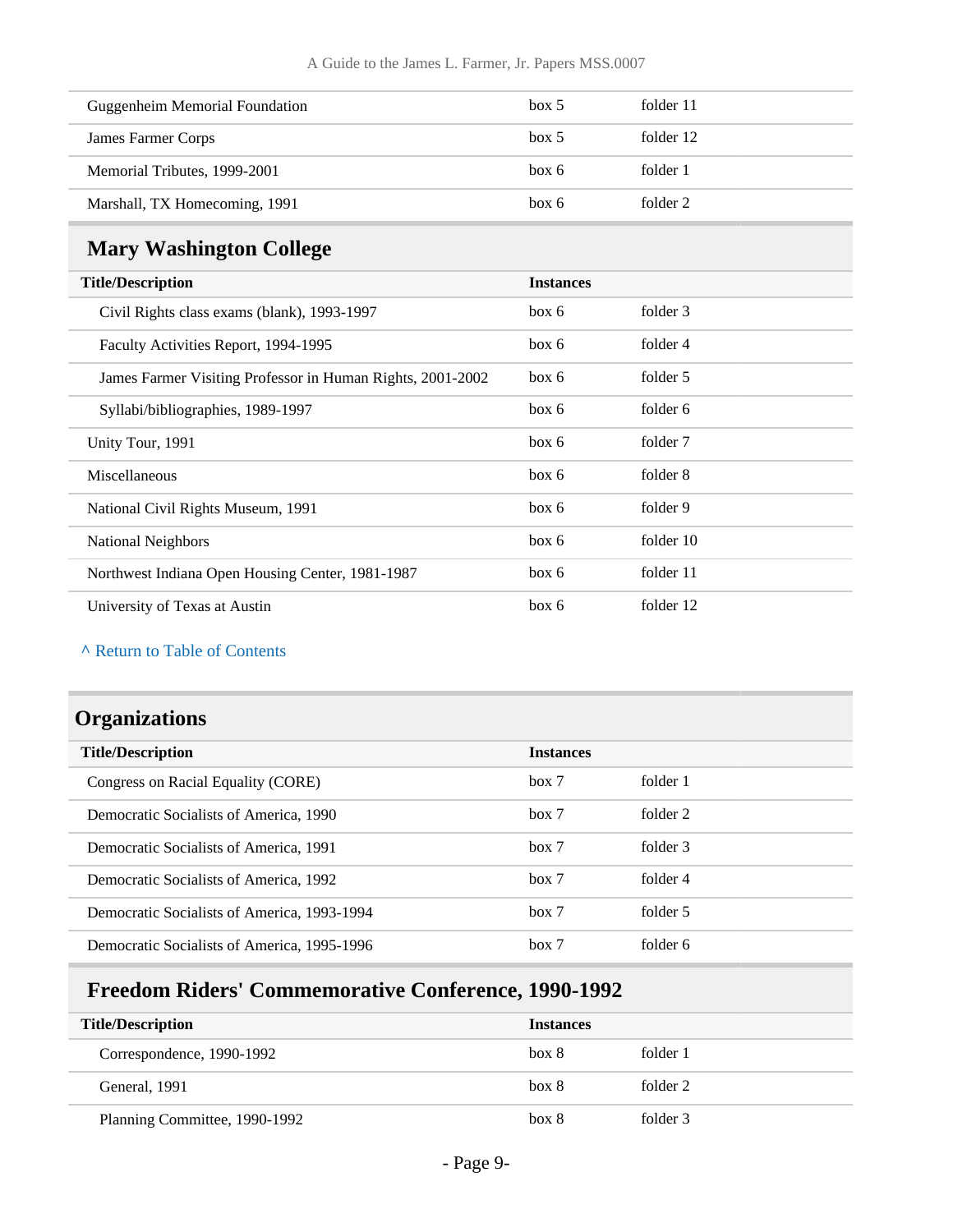| | | |
|---|---|---|
| Guggenheim Memorial Foundation | box 5 | folder 11 |
| James Farmer Corps | box 5 | folder 12 |
| Memorial Tributes, 1999-2001 | box 6 | folder 1 |
| Marshall, TX Homecoming, 1991 | box 6 | folder 2 |

### Mary Washington College

| Title/Description | Instances | |
|---|---|---|
| Civil Rights class exams (blank), 1993-1997 | box 6 | folder 3 |
| Faculty Activities Report, 1994-1995 | box 6 | folder 4 |
| James Farmer Visiting Professor in Human Rights, 2001-2002 | box 6 | folder 5 |
| Syllabi/bibliographies, 1989-1997 | box 6 | folder 6 |
| Unity Tour, 1991 | box 6 | folder 7 |
| Miscellaneous | box 6 | folder 8 |
| National Civil Rights Museum, 1991 | box 6 | folder 9 |
| National Neighbors | box 6 | folder 10 |
| Northwest Indiana Open Housing Center, 1981-1987 | box 6 | folder 11 |
| University of Texas at Austin | box 6 | folder 12 |

^ Return to Table of Contents

## Organizations

| Title/Description | Instances | |
|---|---|---|
| Congress on Racial Equality (CORE) | box 7 | folder 1 |
| Democratic Socialists of America, 1990 | box 7 | folder 2 |
| Democratic Socialists of America, 1991 | box 7 | folder 3 |
| Democratic Socialists of America, 1992 | box 7 | folder 4 |
| Democratic Socialists of America, 1993-1994 | box 7 | folder 5 |
| Democratic Socialists of America, 1995-1996 | box 7 | folder 6 |

### Freedom Riders' Commemorative Conference, 1990-1992

| Title/Description | Instances | |
|---|---|---|
| Correspondence, 1990-1992 | box 8 | folder 1 |
| General, 1991 | box 8 | folder 2 |
| Planning Committee, 1990-1992 | box 8 | folder 3 |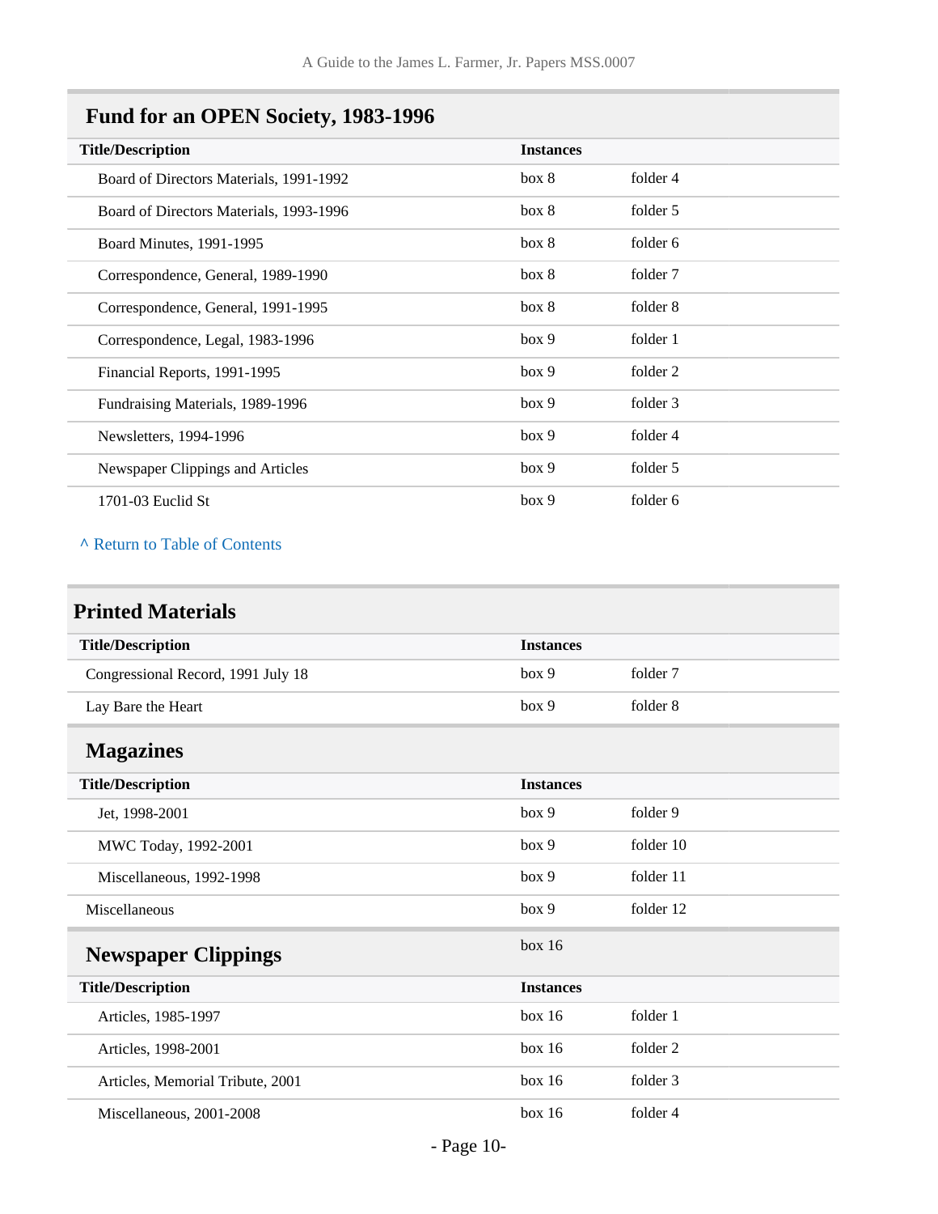## Fund for an OPEN Society, 1983-1996

| Title/Description | Instances | |
|---|---|---|
| Board of Directors Materials, 1991-1992 | box 8 | folder 4 |
| Board of Directors Materials, 1993-1996 | box 8 | folder 5 |
| Board Minutes, 1991-1995 | box 8 | folder 6 |
| Correspondence, General, 1989-1990 | box 8 | folder 7 |
| Correspondence, General, 1991-1995 | box 8 | folder 8 |
| Correspondence, Legal, 1983-1996 | box 9 | folder 1 |
| Financial Reports, 1991-1995 | box 9 | folder 2 |
| Fundraising Materials, 1989-1996 | box 9 | folder 3 |
| Newsletters, 1994-1996 | box 9 | folder 4 |
| Newspaper Clippings and Articles | box 9 | folder 5 |
| 1701-03 Euclid St | box 9 | folder 6 |

^ Return to Table of Contents

# Printed Materials

| Title/Description | Instances | |
|---|---|---|
| Congressional Record, 1991 July 18 | box 9 | folder 7 |
| Lay Bare the Heart | box 9 | folder 8 |

## Magazines

| Title/Description | Instances | |
|---|---|---|
| Jet, 1998-2001 | box 9 | folder 9 |
| MWC Today, 1992-2001 | box 9 | folder 10 |
| Miscellaneous, 1992-1998 | box 9 | folder 11 |

| | | |
|---|---|---|
| Miscellaneous | box 9 | folder 12 |

## Newspaper Clippings

box 16

| Title/Description | Instances | |
|---|---|---|
| Articles, 1985-1997 | box 16 | folder 1 |
| Articles, 1998-2001 | box 16 | folder 2 |
| Articles, Memorial Tribute, 2001 | box 16 | folder 3 |
| Miscellaneous, 2001-2008 | box 16 | folder 4 |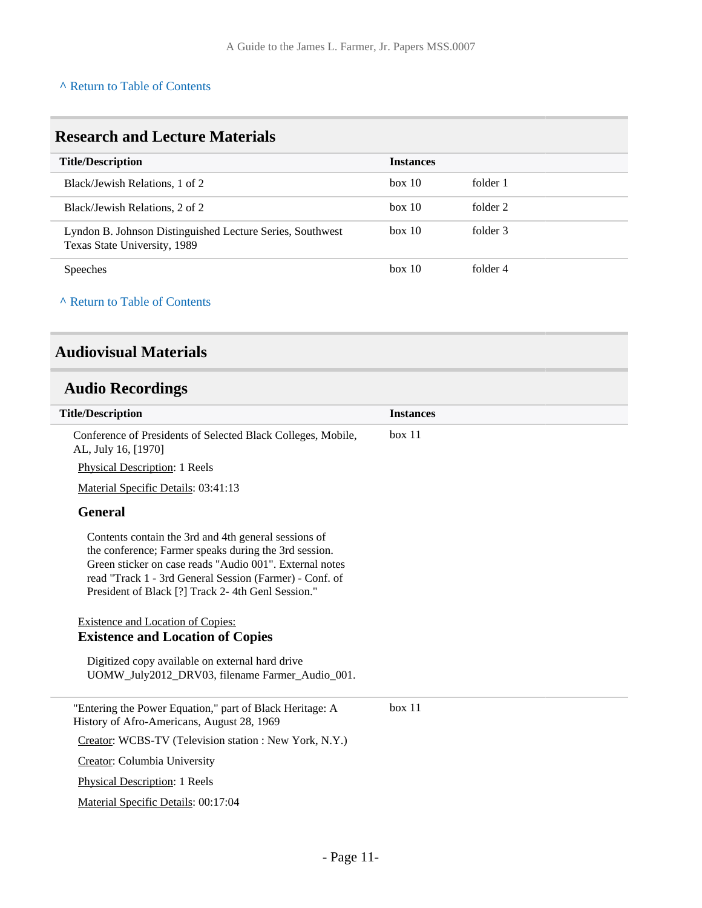^ Return to Table of Contents

## Research and Lecture Materials

| Title/Description | Instances | |
|---|---|---|
| Black/Jewish Relations, 1 of 2 | box 10 | folder 1 |
| Black/Jewish Relations, 2 of 2 | box 10 | folder 2 |
| Lyndon B. Johnson Distinguished Lecture Series, Southwest Texas State University, 1989 | box 10 | folder 3 |
| Speeches | box 10 | folder 4 |

^ Return to Table of Contents

## Audiovisual Materials

### Audio Recordings

| Title/Description | Instances |
|---|---|
| Conference of Presidents of Selected Black Colleges, Mobile, AL, July 16, [1970] | box 11 |

Physical Description: 1 Reels

Material Specific Details: 03:41:13

#### General

Contents contain the 3rd and 4th general sessions of the conference; Farmer speaks during the 3rd session. Green sticker on case reads "Audio 001". External notes read "Track 1 - 3rd General Session (Farmer) - Conf. of President of Black [?] Track 2- 4th Genl Session."

Existence and Location of Copies:

#### Existence and Location of Copies

Digitized copy available on external hard drive UOMW_July2012_DRV03, filename Farmer_Audio_001.

| Title/Description | Instances |
|---|---|
| "Entering the Power Equation," part of Black Heritage: A History of Afro-Americans, August 28, 1969 | box 11 |

Creator: WCBS-TV (Television station : New York, N.Y.)

Creator: Columbia University

Physical Description: 1 Reels

Material Specific Details: 00:17:04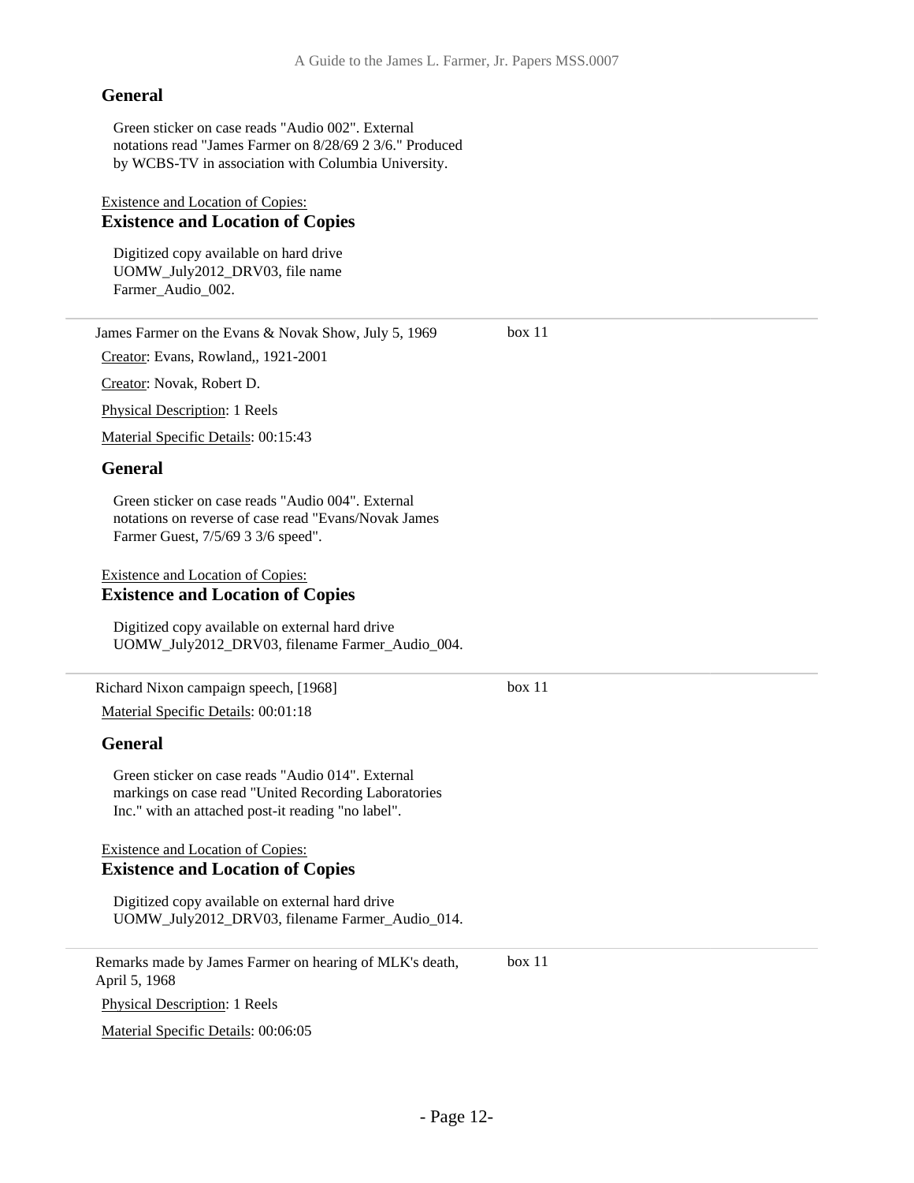### General

Green sticker on case reads "Audio 002". External notations read "James Farmer on 8/28/69 2 3/6." Produced by WCBS-TV in association with Columbia University.

Existence and Location of Copies:

### Existence and Location of Copies

Digitized copy available on hard drive UOMW_July2012_DRV03, file name Farmer_Audio_002.

---

James Farmer on the Evans & Novak Show, July 5, 1969 — box 11

Creator: Evans, Rowland,, 1921-2001

Creator: Novak, Robert D.

Physical Description: 1 Reels

Material Specific Details: 00:15:43

### General

Green sticker on case reads "Audio 004". External notations on reverse of case read "Evans/Novak James Farmer Guest, 7/5/69 3 3/6 speed".

Existence and Location of Copies:

### Existence and Location of Copies

Digitized copy available on external hard drive UOMW_July2012_DRV03, filename Farmer_Audio_004.

---

Richard Nixon campaign speech, [1968] — box 11

Material Specific Details: 00:01:18

### General

Green sticker on case reads "Audio 014". External markings on case read "United Recording Laboratories Inc." with an attached post-it reading "no label".

Existence and Location of Copies:

### Existence and Location of Copies

Digitized copy available on external hard drive UOMW_July2012_DRV03, filename Farmer_Audio_014.

---

Remarks made by James Farmer on hearing of MLK's death, April 5, 1968 — box 11

Physical Description: 1 Reels

Material Specific Details: 00:06:05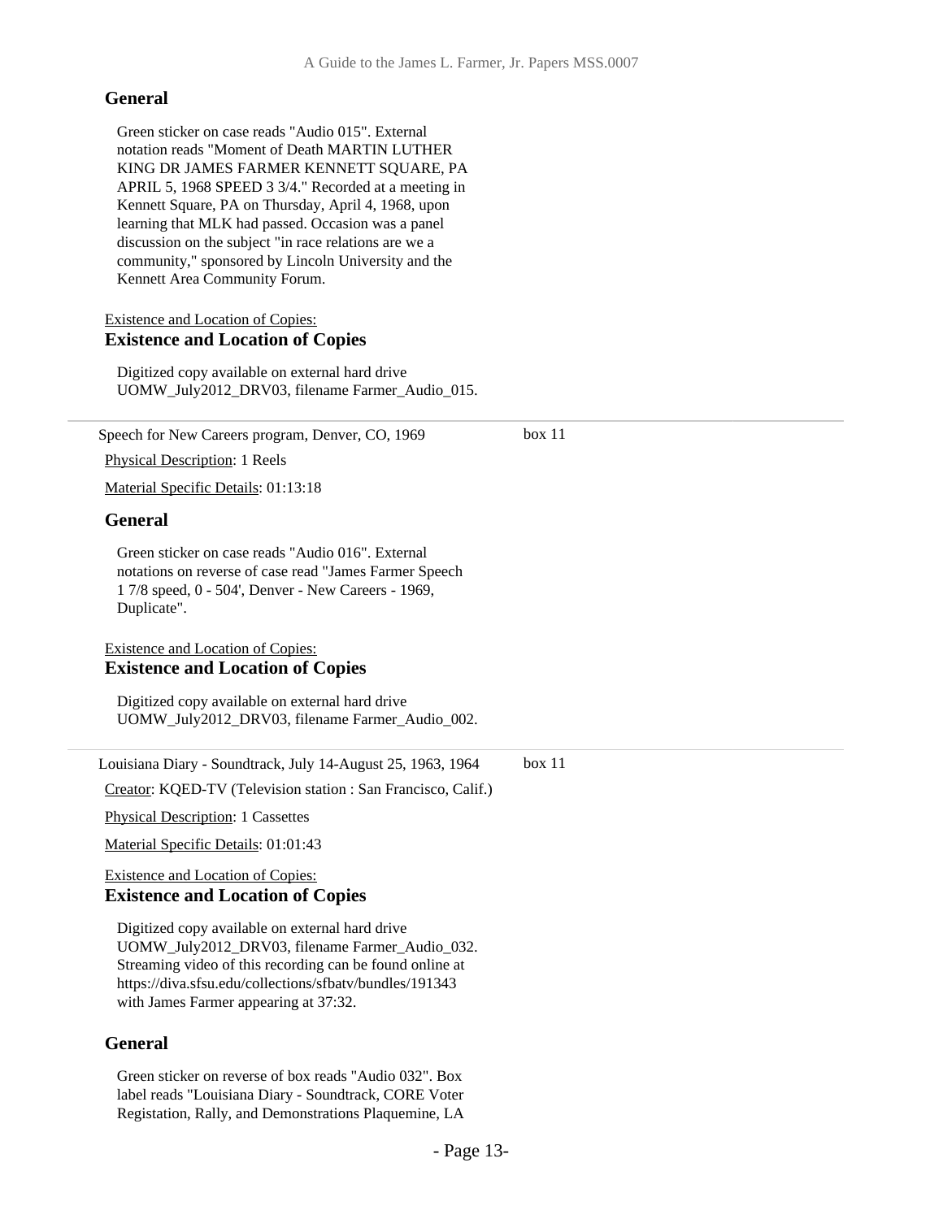### General

Green sticker on case reads "Audio 015". External notation reads "Moment of Death MARTIN LUTHER KING DR JAMES FARMER KENNETT SQUARE, PA APRIL 5, 1968 SPEED 3 3/4." Recorded at a meeting in Kennett Square, PA on Thursday, April 4, 1968, upon learning that MLK had passed. Occasion was a panel discussion on the subject "in race relations are we a community," sponsored by Lincoln University and the Kennett Area Community Forum.

Existence and Location of Copies:

### Existence and Location of Copies

Digitized copy available on external hard drive UOMW_July2012_DRV03, filename Farmer_Audio_015.

---

Speech for New Careers program, Denver, CO, 1969 — box 11

Physical Description: 1 Reels

Material Specific Details: 01:13:18

### General

Green sticker on case reads "Audio 016". External notations on reverse of case read "James Farmer Speech 1 7/8 speed, 0 - 504', Denver - New Careers - 1969, Duplicate".

Existence and Location of Copies:

### Existence and Location of Copies

Digitized copy available on external hard drive UOMW_July2012_DRV03, filename Farmer_Audio_002.

---

Louisiana Diary - Soundtrack, July 14-August 25, 1963, 1964 — box 11

Creator: KQED-TV (Television station : San Francisco, Calif.)

Physical Description: 1 Cassettes

Material Specific Details: 01:01:43

Existence and Location of Copies:

### Existence and Location of Copies

Digitized copy available on external hard drive UOMW_July2012_DRV03, filename Farmer_Audio_032. Streaming video of this recording can be found online at https://diva.sfsu.edu/collections/sfbatv/bundles/191343 with James Farmer appearing at 37:32.

### General

Green sticker on reverse of box reads "Audio 032". Box label reads "Louisiana Diary - Soundtrack, CORE Voter Registation, Rally, and Demonstrations Plaquemine, LA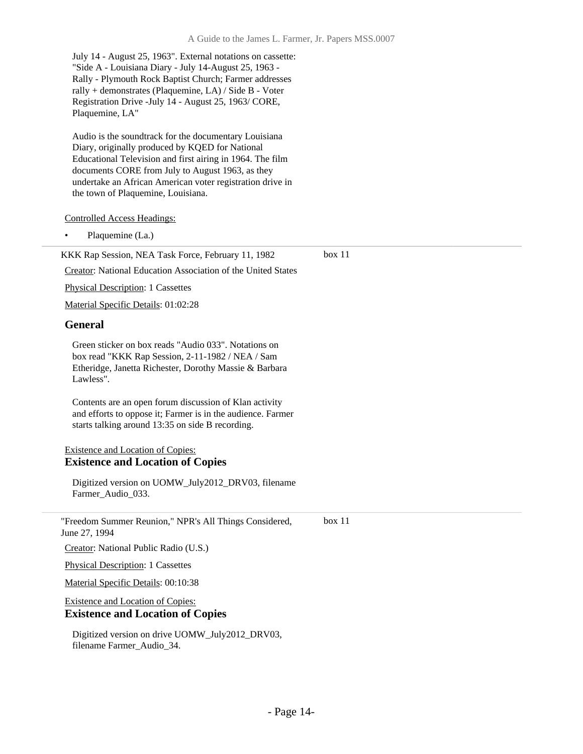July 14 - August 25, 1963". External notations on cassette: "Side A - Louisiana Diary - July 14-August 25, 1963 - Rally - Plymouth Rock Baptist Church; Farmer addresses rally + demonstrates (Plaquemine, LA) / Side B - Voter Registration Drive -July 14 - August 25, 1963/ CORE, Plaquemine, LA"

Audio is the soundtrack for the documentary Louisiana Diary, originally produced by KQED for National Educational Television and first airing in 1964. The film documents CORE from July to August 1963, as they undertake an African American voter registration drive in the town of Plaquemine, Louisiana.

Controlled Access Headings:

- Plaquemine (La.)

---

KKK Rap Session, NEA Task Force, February 11, 1982 — box 11

Creator: National Education Association of the United States

Physical Description: 1 Cassettes

Material Specific Details: 01:02:28

## General

Green sticker on box reads "Audio 033". Notations on box read "KKK Rap Session, 2-11-1982 / NEA / Sam Etheridge, Janetta Richester, Dorothy Massie & Barbara Lawless".

Contents are an open forum discussion of Klan activity and efforts to oppose it; Farmer is in the audience. Farmer starts talking around 13:35 on side B recording.

Existence and Location of Copies:

## Existence and Location of Copies

Digitized version on UOMW_July2012_DRV03, filename Farmer_Audio_033.

---

"Freedom Summer Reunion," NPR's All Things Considered, June 27, 1994 — box 11

Creator: National Public Radio (U.S.)

Physical Description: 1 Cassettes

Material Specific Details: 00:10:38

Existence and Location of Copies:

## Existence and Location of Copies

Digitized version on drive UOMW_July2012_DRV03, filename Farmer_Audio_34.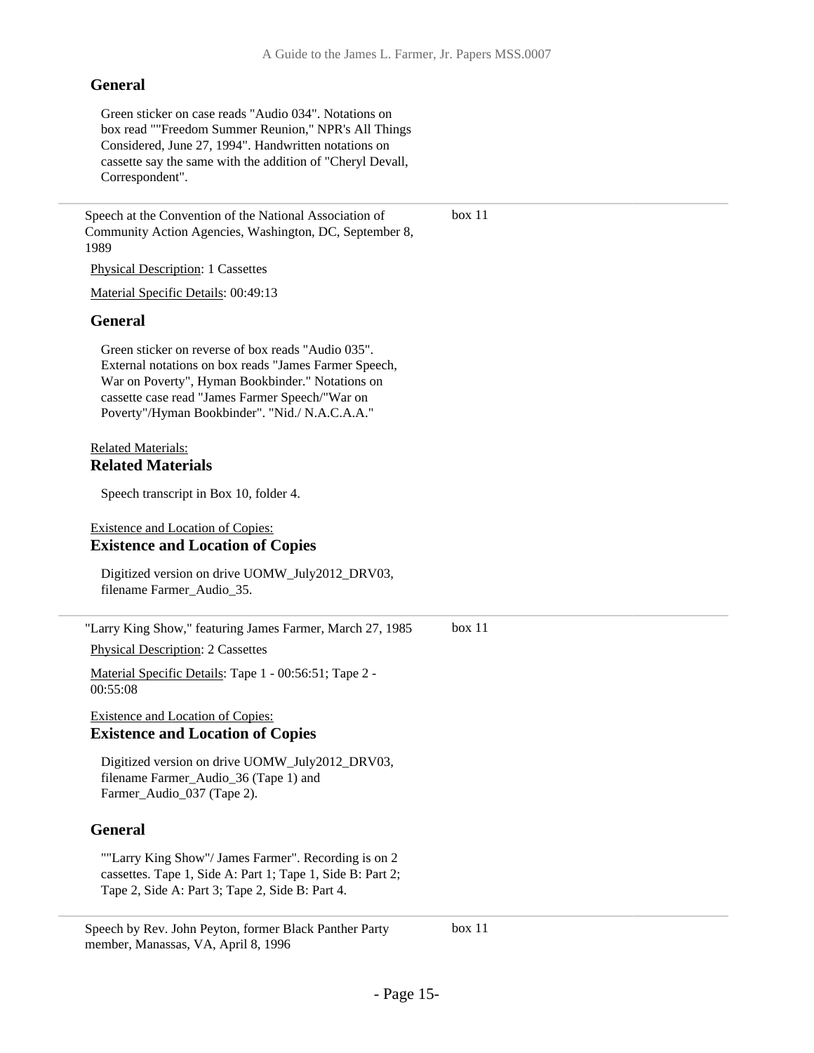### General

Green sticker on case reads "Audio 034". Notations on box read ""Freedom Summer Reunion," NPR's All Things Considered, June 27, 1994". Handwritten notations on cassette say the same with the addition of "Cheryl Devall, Correspondent".

---

Speech at the Convention of the National Association of Community Action Agencies, Washington, DC, September 8, 1989 — box 11

Physical Description: 1 Cassettes

Material Specific Details: 00:49:13

### General

Green sticker on reverse of box reads "Audio 035". External notations on box reads "James Farmer Speech, War on Poverty", Hyman Bookbinder." Notations on cassette case read "James Farmer Speech/"War on Poverty"/Hyman Bookbinder". "Nid./ N.A.C.A.A."

Related Materials:

### Related Materials

Speech transcript in Box 10, folder 4.

Existence and Location of Copies:

### Existence and Location of Copies

Digitized version on drive UOMW_July2012_DRV03, filename Farmer_Audio_35.

---

"Larry King Show," featuring James Farmer, March 27, 1985 — box 11

Physical Description: 2 Cassettes

Material Specific Details: Tape 1 - 00:56:51; Tape 2 - 00:55:08

Existence and Location of Copies:

### Existence and Location of Copies

Digitized version on drive UOMW_July2012_DRV03, filename Farmer_Audio_36 (Tape 1) and Farmer_Audio_037 (Tape 2).

### General

""Larry King Show"/ James Farmer". Recording is on 2 cassettes. Tape 1, Side A: Part 1; Tape 1, Side B: Part 2; Tape 2, Side A: Part 3; Tape 2, Side B: Part 4.

---

Speech by Rev. John Peyton, former Black Panther Party member, Manassas, VA, April 8, 1996 — box 11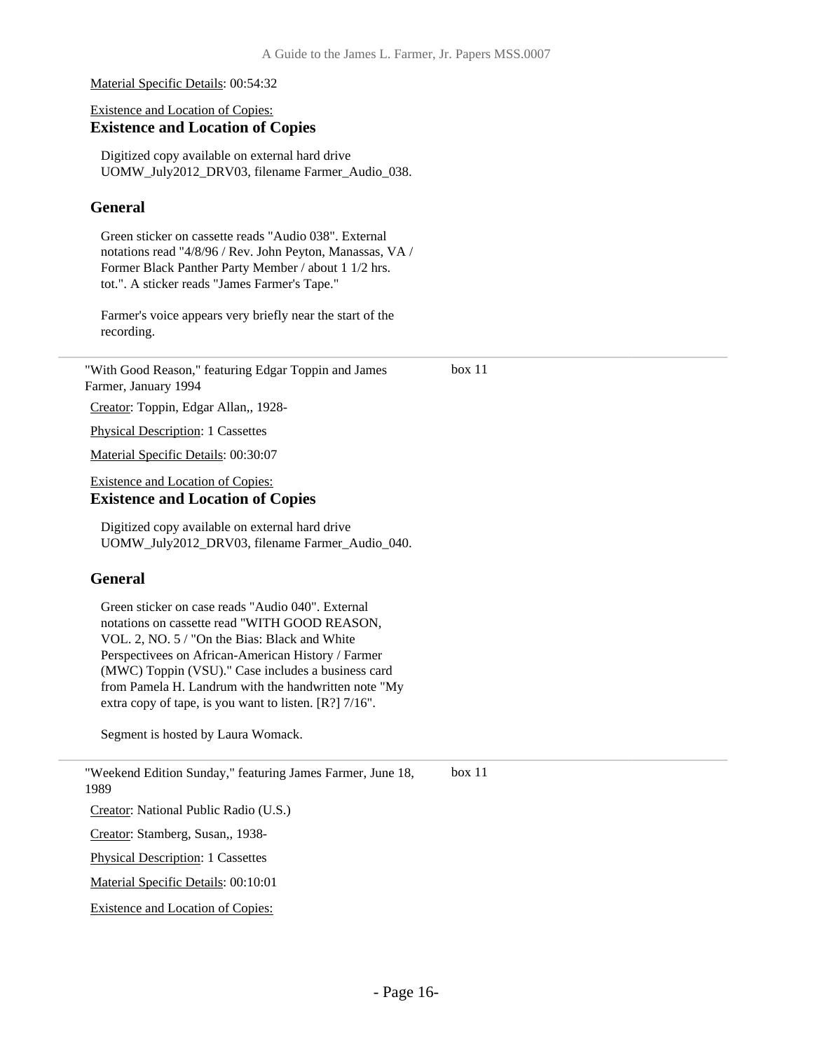Material Specific Details: 00:54:32

Existence and Location of Copies:

### Existence and Location of Copies

Digitized copy available on external hard drive UOMW_July2012_DRV03, filename Farmer_Audio_038.

### General

Green sticker on cassette reads "Audio 038". External notations read "4/8/96 / Rev. John Peyton, Manassas, VA / Former Black Panther Party Member / about 1 1/2 hrs. tot.". A sticker reads "James Farmer's Tape."

Farmer's voice appears very briefly near the start of the recording.

---

"With Good Reason," featuring Edgar Toppin and James Farmer, January 1994 — box 11

Creator: Toppin, Edgar Allan,, 1928-

Physical Description: 1 Cassettes

Material Specific Details: 00:30:07

Existence and Location of Copies:

### Existence and Location of Copies

Digitized copy available on external hard drive UOMW_July2012_DRV03, filename Farmer_Audio_040.

### General

Green sticker on case reads "Audio 040". External notations on cassette read "WITH GOOD REASON, VOL. 2, NO. 5 / "On the Bias: Black and White Perspectivees on African-American History / Farmer (MWC) Toppin (VSU)." Case includes a business card from Pamela H. Landrum with the handwritten note "My extra copy of tape, is you want to listen. [R?] 7/16".

Segment is hosted by Laura Womack.

---

"Weekend Edition Sunday," featuring James Farmer, June 18, 1989 — box 11

Creator: National Public Radio (U.S.)

Creator: Stamberg, Susan,, 1938-

Physical Description: 1 Cassettes

Material Specific Details: 00:10:01

Existence and Location of Copies: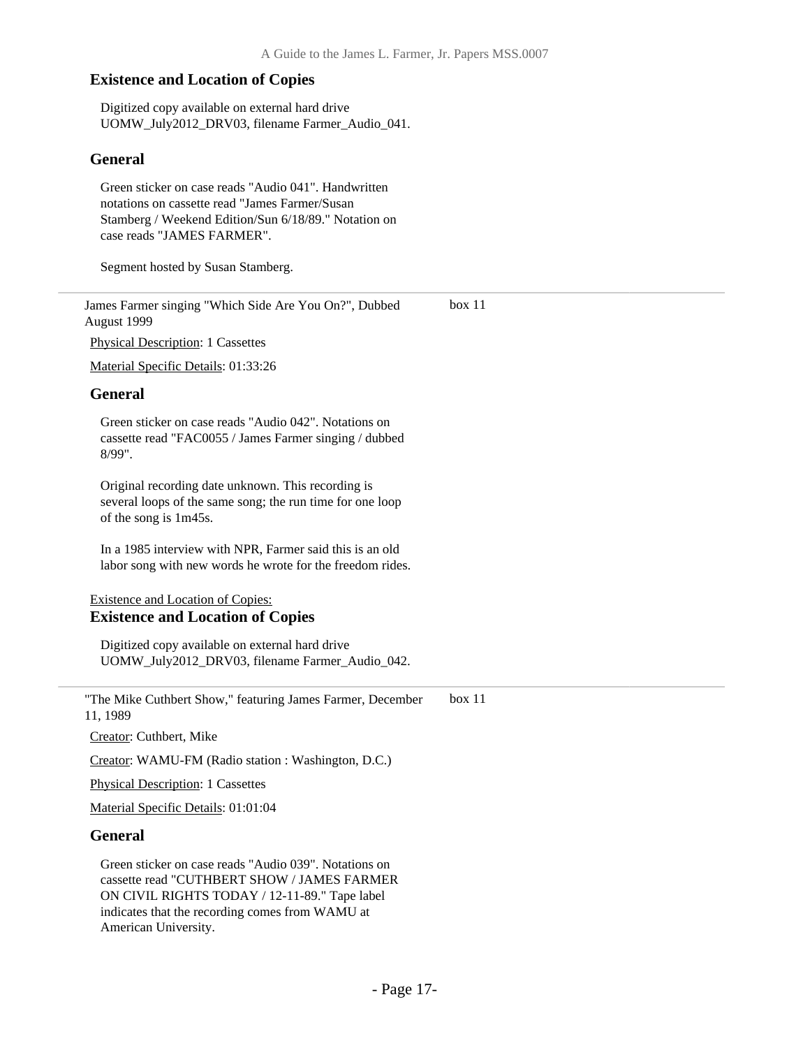### Existence and Location of Copies

Digitized copy available on external hard drive UOMW_July2012_DRV03, filename Farmer_Audio_041.

### General

Green sticker on case reads "Audio 041". Handwritten notations on cassette read "James Farmer/Susan Stamberg / Weekend Edition/Sun 6/18/89." Notation on case reads "JAMES FARMER".

Segment hosted by Susan Stamberg.

---

James Farmer singing "Which Side Are You On?", Dubbed August 1999 — box 11

Physical Description: 1 Cassettes

Material Specific Details: 01:33:26

### General

Green sticker on case reads "Audio 042". Notations on cassette read "FAC0055 / James Farmer singing / dubbed 8/99".

Original recording date unknown. This recording is several loops of the same song; the run time for one loop of the song is 1m45s.

In a 1985 interview with NPR, Farmer said this is an old labor song with new words he wrote for the freedom rides.

Existence and Location of Copies:

### Existence and Location of Copies

Digitized copy available on external hard drive UOMW_July2012_DRV03, filename Farmer_Audio_042.

---

"The Mike Cuthbert Show," featuring James Farmer, December 11, 1989 — box 11

Creator: Cuthbert, Mike

Creator: WAMU-FM (Radio station : Washington, D.C.)

Physical Description: 1 Cassettes

Material Specific Details: 01:01:04

### General

Green sticker on case reads "Audio 039". Notations on cassette read "CUTHBERT SHOW / JAMES FARMER ON CIVIL RIGHTS TODAY / 12-11-89." Tape label indicates that the recording comes from WAMU at American University.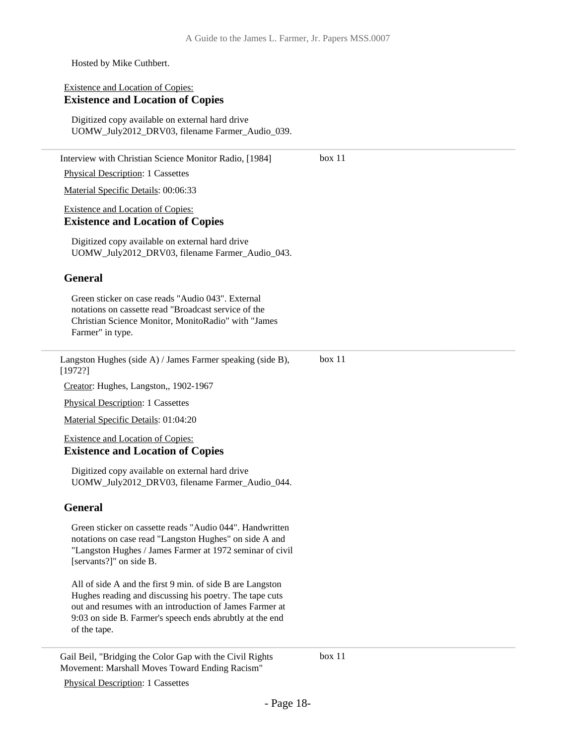Hosted by Mike Cuthbert.

Existence and Location of Copies:

### Existence and Location of Copies

Digitized copy available on external hard drive UOMW_July2012_DRV03, filename Farmer_Audio_039.

---

Interview with Christian Science Monitor Radio, [1984] — box 11

Physical Description: 1 Cassettes

Material Specific Details: 00:06:33

Existence and Location of Copies:

### Existence and Location of Copies

Digitized copy available on external hard drive UOMW_July2012_DRV03, filename Farmer_Audio_043.

### General

Green sticker on case reads "Audio 043". External notations on cassette read "Broadcast service of the Christian Science Monitor, MonitoRadio" with "James Farmer" in type.

---

Langston Hughes (side A) / James Farmer speaking (side B), [1972?] — box 11

Creator: Hughes, Langston,, 1902-1967

Physical Description: 1 Cassettes

Material Specific Details: 01:04:20

Existence and Location of Copies:

### Existence and Location of Copies

Digitized copy available on external hard drive UOMW_July2012_DRV03, filename Farmer_Audio_044.

### General

Green sticker on cassette reads "Audio 044". Handwritten notations on case read "Langston Hughes" on side A and "Langston Hughes / James Farmer at 1972 seminar of civil [servants?]" on side B.

All of side A and the first 9 min. of side B are Langston Hughes reading and discussing his poetry. The tape cuts out and resumes with an introduction of James Farmer at 9:03 on side B. Farmer's speech ends abruptly at the end of the tape.

---

Gail Beil, "Bridging the Color Gap with the Civil Rights Movement: Marshall Moves Toward Ending Racism" — box 11

Physical Description: 1 Cassettes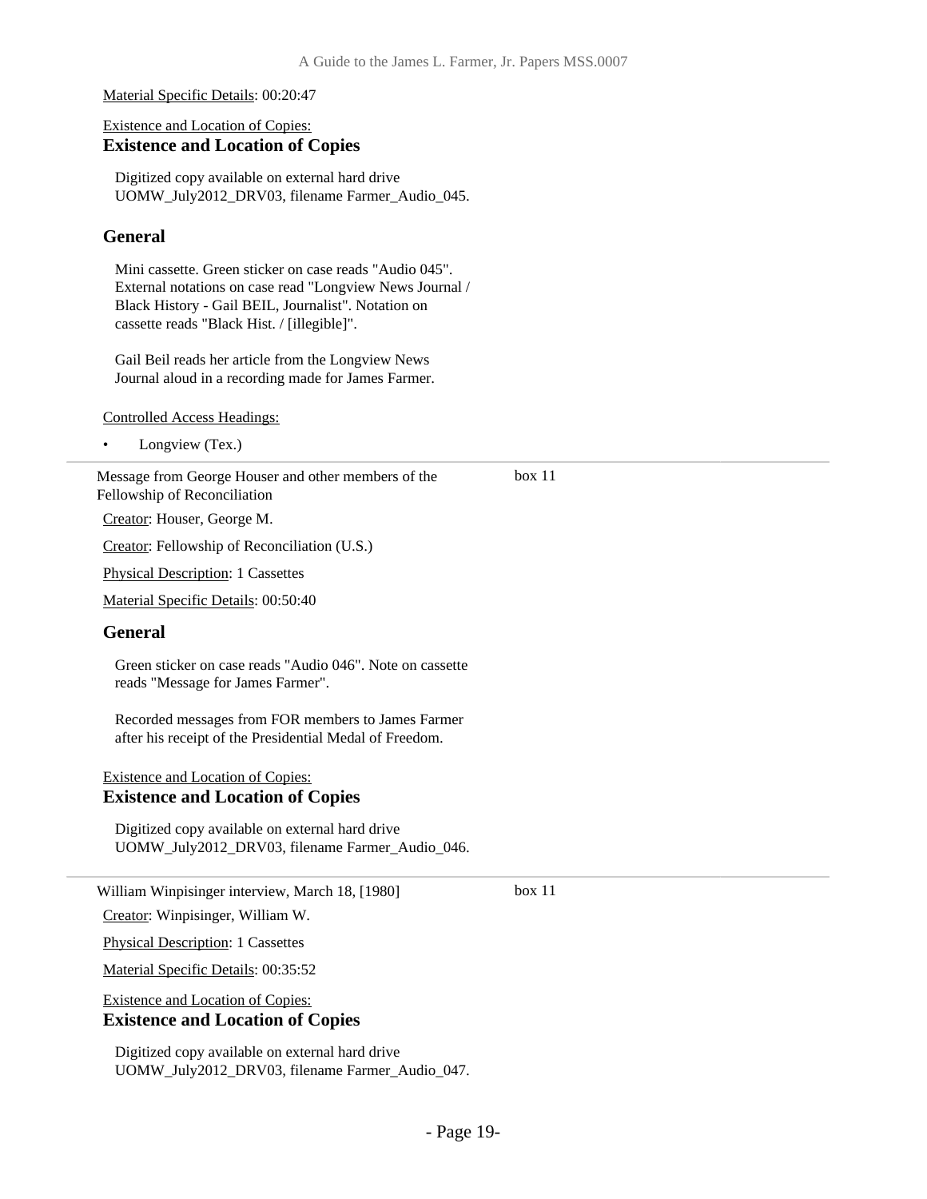Material Specific Details: 00:20:47

Existence and Location of Copies:

### Existence and Location of Copies

Digitized copy available on external hard drive UOMW_July2012_DRV03, filename Farmer_Audio_045.

### General

Mini cassette. Green sticker on case reads "Audio 045". External notations on case read "Longview News Journal / Black History - Gail BEIL, Journalist". Notation on cassette reads "Black Hist. / [illegible]".

Gail Beil reads her article from the Longview News Journal aloud in a recording made for James Farmer.

Controlled Access Headings:

- Longview (Tex.)

---

Message from George Houser and other members of the Fellowship of Reconciliation — box 11

Creator: Houser, George M.

Creator: Fellowship of Reconciliation (U.S.)

Physical Description: 1 Cassettes

Material Specific Details: 00:50:40

### General

Green sticker on case reads "Audio 046". Note on cassette reads "Message for James Farmer".

Recorded messages from FOR members to James Farmer after his receipt of the Presidential Medal of Freedom.

Existence and Location of Copies:

### Existence and Location of Copies

Digitized copy available on external hard drive UOMW_July2012_DRV03, filename Farmer_Audio_046.

---

William Winpisinger interview, March 18, [1980] — box 11

Creator: Winpisinger, William W.

Physical Description: 1 Cassettes

Material Specific Details: 00:35:52

Existence and Location of Copies:

### Existence and Location of Copies

Digitized copy available on external hard drive UOMW_July2012_DRV03, filename Farmer_Audio_047.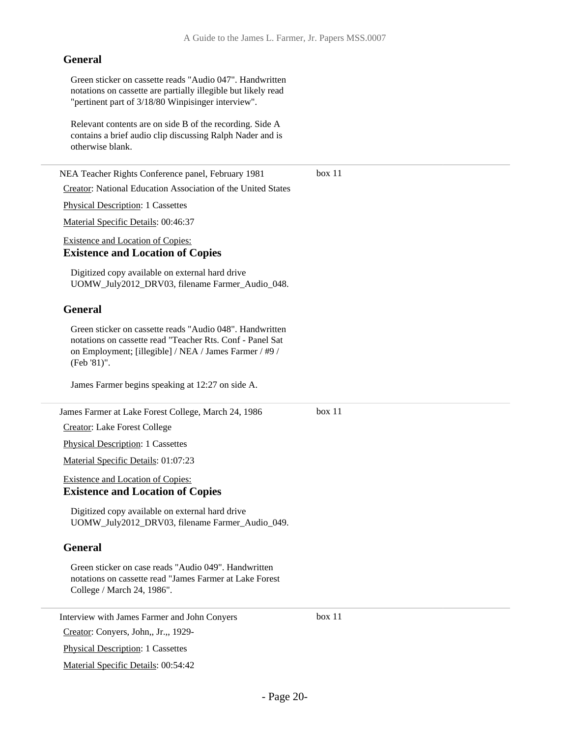### General

Green sticker on cassette reads "Audio 047". Handwritten notations on cassette are partially illegible but likely read "pertinent part of 3/18/80 Winpisinger interview".

Relevant contents are on side B of the recording. Side A contains a brief audio clip discussing Ralph Nader and is otherwise blank.

---

NEA Teacher Rights Conference panel, February 1981 — box 11

Creator: National Education Association of the United States

Physical Description: 1 Cassettes

Material Specific Details: 00:46:37

Existence and Location of Copies:

### Existence and Location of Copies

Digitized copy available on external hard drive UOMW_July2012_DRV03, filename Farmer_Audio_048.

### General

Green sticker on cassette reads "Audio 048". Handwritten notations on cassette read "Teacher Rts. Conf - Panel Sat on Employment; [illegible] / NEA / James Farmer / #9 / (Feb '81)".

James Farmer begins speaking at 12:27 on side A.

---

James Farmer at Lake Forest College, March 24, 1986 — box 11

Creator: Lake Forest College

Physical Description: 1 Cassettes

Material Specific Details: 01:07:23

Existence and Location of Copies:

### Existence and Location of Copies

Digitized copy available on external hard drive UOMW_July2012_DRV03, filename Farmer_Audio_049.

### General

Green sticker on case reads "Audio 049". Handwritten notations on cassette read "James Farmer at Lake Forest College / March 24, 1986".

---

Interview with James Farmer and John Conyers — box 11

Creator: Conyers, John,, Jr.,, 1929-

Physical Description: 1 Cassettes

Material Specific Details: 00:54:42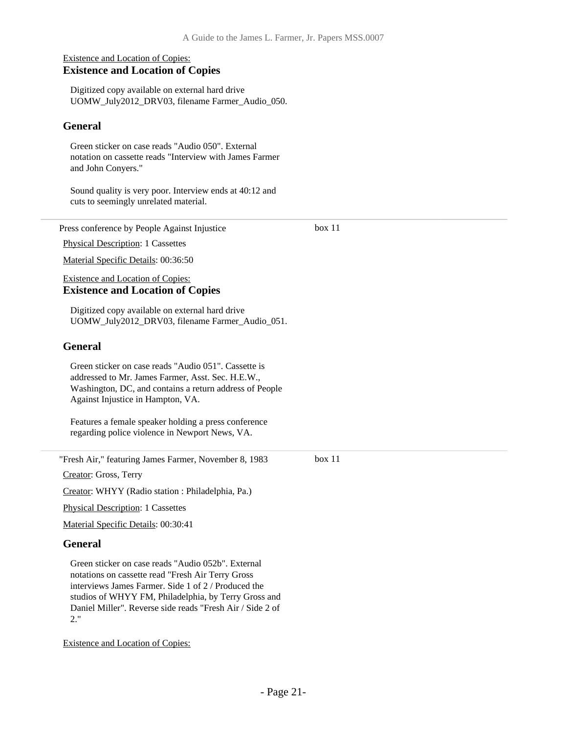Existence and Location of Copies:

### Existence and Location of Copies

Digitized copy available on external hard drive UOMW_July2012_DRV03, filename Farmer_Audio_050.

### General

Green sticker on case reads "Audio 050". External notation on cassette reads "Interview with James Farmer and John Conyers."

Sound quality is very poor. Interview ends at 40:12 and cuts to seemingly unrelated material.

---

Press conference by People Against Injustice — box 11

Physical Description: 1 Cassettes

Material Specific Details: 00:36:50

Existence and Location of Copies:

### Existence and Location of Copies

Digitized copy available on external hard drive UOMW_July2012_DRV03, filename Farmer_Audio_051.

### General

Green sticker on case reads "Audio 051". Cassette is addressed to Mr. James Farmer, Asst. Sec. H.E.W., Washington, DC, and contains a return address of People Against Injustice in Hampton, VA.

Features a female speaker holding a press conference regarding police violence in Newport News, VA.

---

"Fresh Air," featuring James Farmer, November 8, 1983 — box 11

Creator: Gross, Terry

Creator: WHYY (Radio station : Philadelphia, Pa.)

Physical Description: 1 Cassettes

Material Specific Details: 00:30:41

### General

Green sticker on case reads "Audio 052b". External notations on cassette read "Fresh Air Terry Gross interviews James Farmer. Side 1 of 2 / Produced the studios of WHYY FM, Philadelphia, by Terry Gross and Daniel Miller". Reverse side reads "Fresh Air / Side 2 of 2."

Existence and Location of Copies: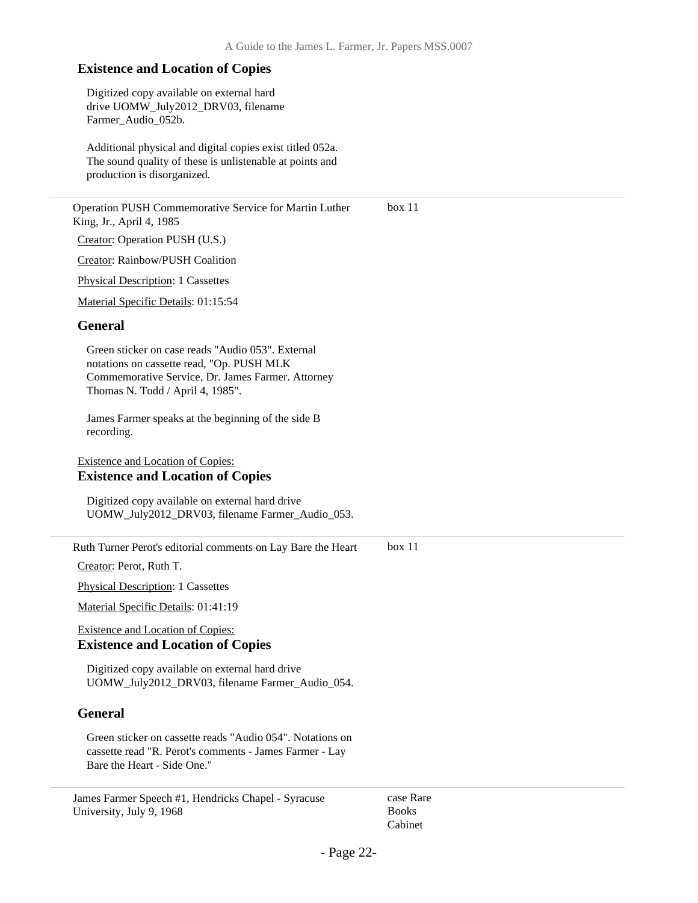### Existence and Location of Copies

Digitized copy available on external hard drive UOMW_July2012_DRV03, filename Farmer_Audio_052b.

Additional physical and digital copies exist titled 052a. The sound quality of these is unlistenable at points and production is disorganized.

---

Operation PUSH Commemorative Service for Martin Luther King, Jr., April 4, 1985 — box 11

Creator: Operation PUSH (U.S.)

Creator: Rainbow/PUSH Coalition

Physical Description: 1 Cassettes

Material Specific Details: 01:15:54

### General

Green sticker on case reads "Audio 053". External notations on cassette read, "Op. PUSH MLK Commemorative Service, Dr. James Farmer. Attorney Thomas N. Todd / April 4, 1985".

James Farmer speaks at the beginning of the side B recording.

Existence and Location of Copies:

### Existence and Location of Copies

Digitized copy available on external hard drive UOMW_July2012_DRV03, filename Farmer_Audio_053.

---

Ruth Turner Perot's editorial comments on Lay Bare the Heart — box 11

Creator: Perot, Ruth T.

Physical Description: 1 Cassettes

Material Specific Details: 01:41:19

Existence and Location of Copies:

### Existence and Location of Copies

Digitized copy available on external hard drive UOMW_July2012_DRV03, filename Farmer_Audio_054.

### General

Green sticker on cassette reads "Audio 054". Notations on cassette read "R. Perot's comments - James Farmer - Lay Bare the Heart - Side One."

---

James Farmer Speech #1, Hendricks Chapel - Syracuse University, July 9, 1968 — case Rare Books Cabinet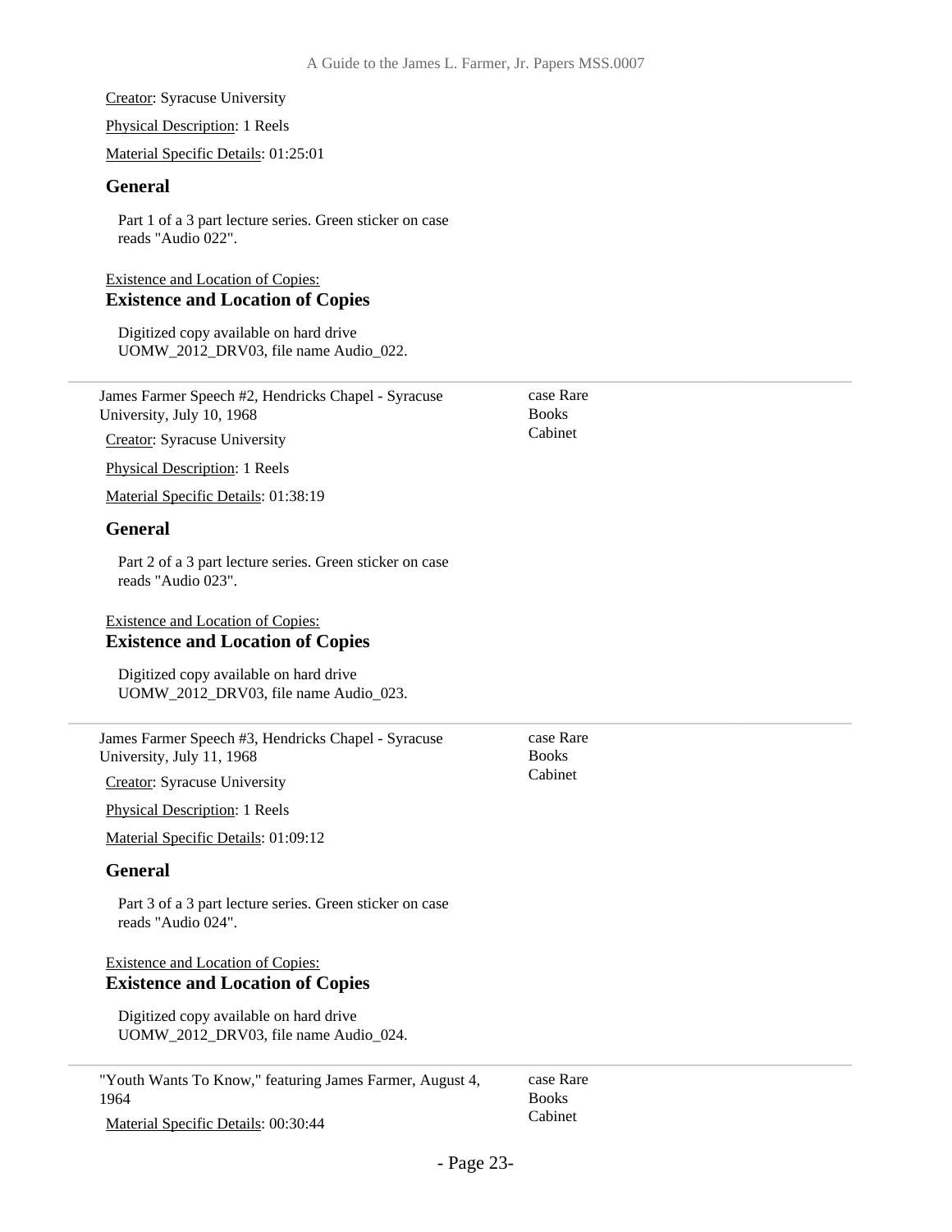Creator: Syracuse University

Physical Description: 1 Reels

Material Specific Details: 01:25:01

### General

Part 1 of a 3 part lecture series. Green sticker on case reads "Audio 022".

Existence and Location of Copies:

### Existence and Location of Copies

Digitized copy available on hard drive UOMW_2012_DRV03, file name Audio_022.

---

James Farmer Speech #2, Hendricks Chapel - Syracuse University, July 10, 1968 — case Rare Books Cabinet

Creator: Syracuse University

Physical Description: 1 Reels

Material Specific Details: 01:38:19

### General

Part 2 of a 3 part lecture series. Green sticker on case reads "Audio 023".

Existence and Location of Copies:

### Existence and Location of Copies

Digitized copy available on hard drive UOMW_2012_DRV03, file name Audio_023.

---

James Farmer Speech #3, Hendricks Chapel - Syracuse University, July 11, 1968 — case Rare Books Cabinet

Creator: Syracuse University

Physical Description: 1 Reels

Material Specific Details: 01:09:12

### General

Part 3 of a 3 part lecture series. Green sticker on case reads "Audio 024".

Existence and Location of Copies:

### Existence and Location of Copies

Digitized copy available on hard drive UOMW_2012_DRV03, file name Audio_024.

---

"Youth Wants To Know," featuring James Farmer, August 4, 1964 — case Rare Books Cabinet

Material Specific Details: 00:30:44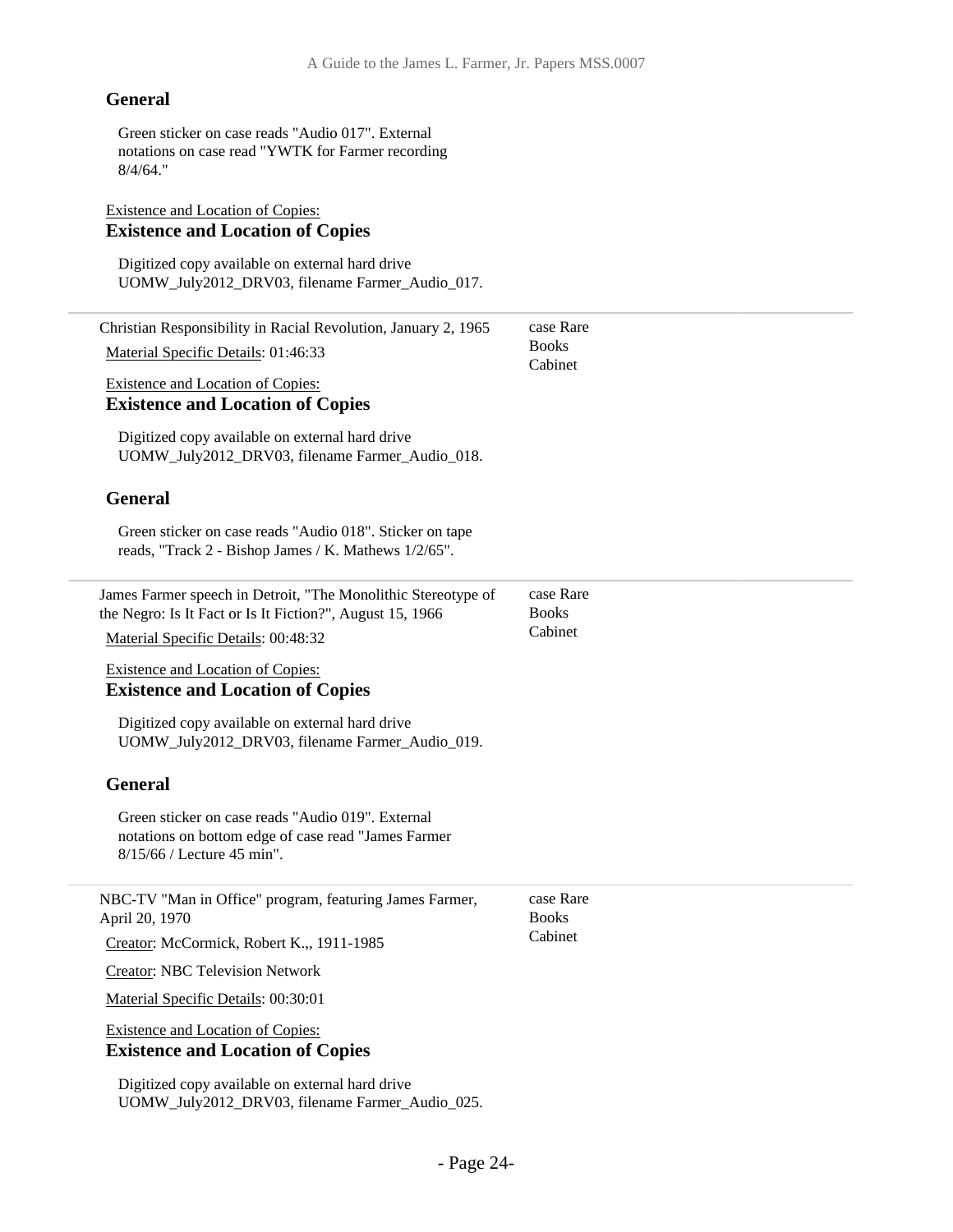### General

Green sticker on case reads "Audio 017". External notations on case read "YWTK for Farmer recording 8/4/64."

Existence and Location of Copies:

### Existence and Location of Copies

Digitized copy available on external hard drive UOMW_July2012_DRV03, filename Farmer_Audio_017.

---

Christian Responsibility in Racial Revolution, January 2, 1965 — case Rare Books Cabinet

Material Specific Details: 01:46:33

Existence and Location of Copies:

### Existence and Location of Copies

Digitized copy available on external hard drive UOMW_July2012_DRV03, filename Farmer_Audio_018.

### General

Green sticker on case reads "Audio 018". Sticker on tape reads, "Track 2 - Bishop James / K. Mathews 1/2/65".

---

James Farmer speech in Detroit, "The Monolithic Stereotype of the Negro: Is It Fact or Is It Fiction?", August 15, 1966 — case Rare Books Cabinet

Material Specific Details: 00:48:32

Existence and Location of Copies:

### Existence and Location of Copies

Digitized copy available on external hard drive UOMW_July2012_DRV03, filename Farmer_Audio_019.

### General

Green sticker on case reads "Audio 019". External notations on bottom edge of case read "James Farmer 8/15/66 / Lecture 45 min".

---

NBC-TV "Man in Office" program, featuring James Farmer, April 20, 1970 — case Rare Books Cabinet

Creator: McCormick, Robert K.,, 1911-1985

Creator: NBC Television Network

Material Specific Details: 00:30:01

Existence and Location of Copies:

### Existence and Location of Copies

Digitized copy available on external hard drive UOMW_July2012_DRV03, filename Farmer_Audio_025.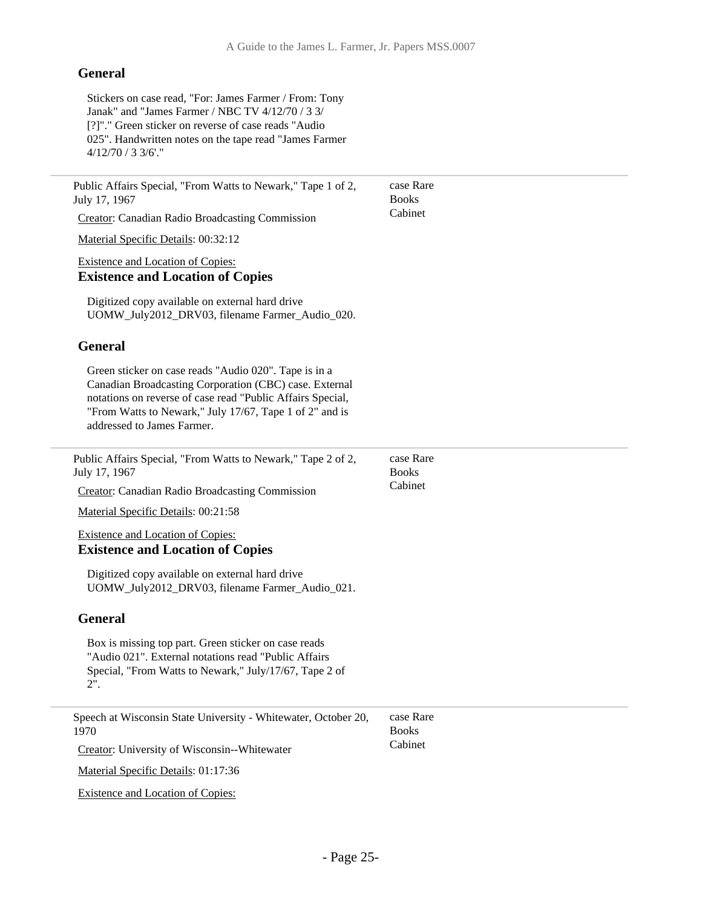### General

Stickers on case read, "For: James Farmer / From: Tony Janak" and "James Farmer / NBC TV 4/12/70 / 3 3/ [?]"." Green sticker on reverse of case reads "Audio 025". Handwritten notes on the tape read "James Farmer 4/12/70 / 3 3/6'."

---

Public Affairs Special, "From Watts to Newark," Tape 1 of 2, July 17, 1967 — case Rare Books Cabinet

Creator: Canadian Radio Broadcasting Commission

Material Specific Details: 00:32:12

Existence and Location of Copies:

### Existence and Location of Copies

Digitized copy available on external hard drive UOMW_July2012_DRV03, filename Farmer_Audio_020.

### General

Green sticker on case reads "Audio 020". Tape is in a Canadian Broadcasting Corporation (CBC) case. External notations on reverse of case read "Public Affairs Special, "From Watts to Newark," July 17/67, Tape 1 of 2" and is addressed to James Farmer.

---

Public Affairs Special, "From Watts to Newark," Tape 2 of 2, July 17, 1967 — case Rare Books Cabinet

Creator: Canadian Radio Broadcasting Commission

Material Specific Details: 00:21:58

Existence and Location of Copies:

### Existence and Location of Copies

Digitized copy available on external hard drive UOMW_July2012_DRV03, filename Farmer_Audio_021.

### General

Box is missing top part. Green sticker on case reads "Audio 021". External notations read "Public Affairs Special, "From Watts to Newark," July/17/67, Tape 2 of 2".

---

Speech at Wisconsin State University - Whitewater, October 20, 1970 — case Rare Books Cabinet

Creator: University of Wisconsin--Whitewater

Material Specific Details: 01:17:36

Existence and Location of Copies: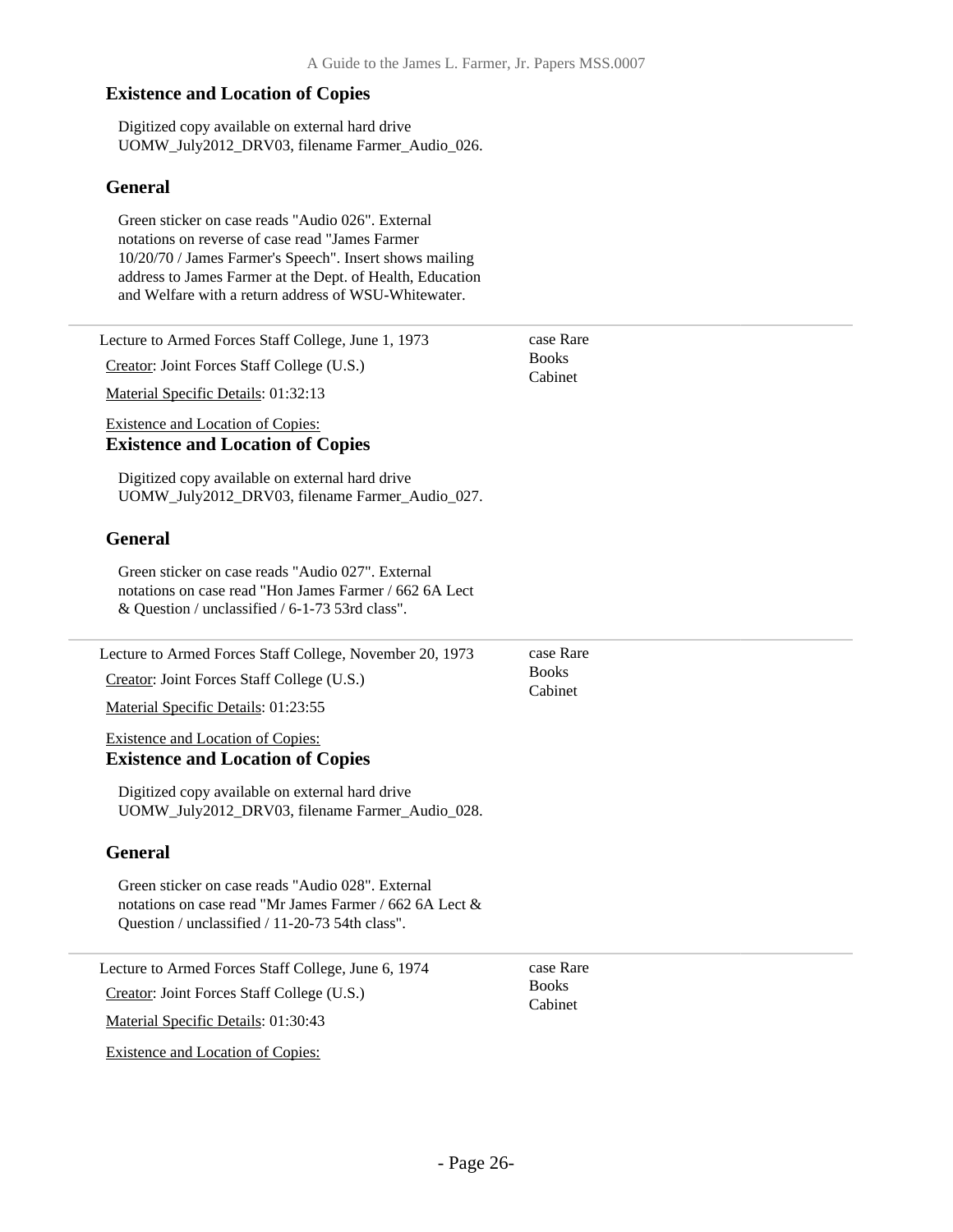## Existence and Location of Copies

Digitized copy available on external hard drive UOMW_July2012_DRV03, filename Farmer_Audio_026.

## General

Green sticker on case reads "Audio 026". External notations on reverse of case read "James Farmer 10/20/70 / James Farmer's Speech". Insert shows mailing address to James Farmer at the Dept. of Health, Education and Welfare with a return address of WSU-Whitewater.

---

Lecture to Armed Forces Staff College, June 1, 1973 — case Rare Books Cabinet

Creator: Joint Forces Staff College (U.S.)

Material Specific Details: 01:32:13

Existence and Location of Copies:

## Existence and Location of Copies

Digitized copy available on external hard drive UOMW_July2012_DRV03, filename Farmer_Audio_027.

## General

Green sticker on case reads "Audio 027". External notations on case read "Hon James Farmer / 662 6A Lect & Question / unclassified / 6-1-73 53rd class".

---

Lecture to Armed Forces Staff College, November 20, 1973 — case Rare Books Cabinet

Creator: Joint Forces Staff College (U.S.)

Material Specific Details: 01:23:55

Existence and Location of Copies:

## Existence and Location of Copies

Digitized copy available on external hard drive UOMW_July2012_DRV03, filename Farmer_Audio_028.

## General

Green sticker on case reads "Audio 028". External notations on case read "Mr James Farmer / 662 6A Lect & Question / unclassified / 11-20-73 54th class".

---

Lecture to Armed Forces Staff College, June 6, 1974 — case Rare Books Cabinet

Creator: Joint Forces Staff College (U.S.)

Material Specific Details: 01:30:43

Existence and Location of Copies: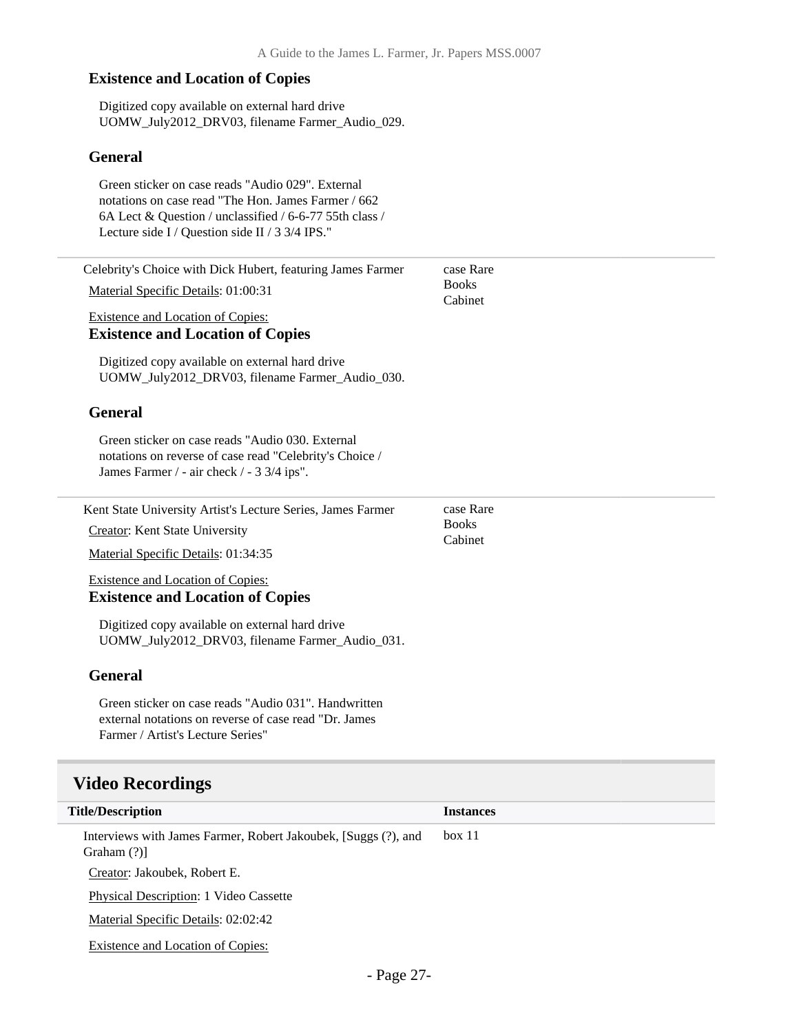### Existence and Location of Copies

Digitized copy available on external hard drive UOMW_July2012_DRV03, filename Farmer_Audio_029.

### General

Green sticker on case reads "Audio 029". External notations on case read "The Hon. James Farmer / 662 6A Lect & Question / unclassified / 6-6-77 55th class / Lecture side I / Question side II / 3 3/4 IPS."

---

Celebrity's Choice with Dick Hubert, featuring James Farmer — case Rare Books Cabinet

Material Specific Details: 01:00:31

Existence and Location of Copies:

### Existence and Location of Copies

Digitized copy available on external hard drive UOMW_July2012_DRV03, filename Farmer_Audio_030.

### General

Green sticker on case reads "Audio 030. External notations on reverse of case read "Celebrity's Choice / James Farmer / - air check / - 3 3/4 ips".

---

Kent State University Artist's Lecture Series, James Farmer — case Rare Books Cabinet

Creator: Kent State University

Material Specific Details: 01:34:35

Existence and Location of Copies:

### Existence and Location of Copies

Digitized copy available on external hard drive UOMW_July2012_DRV03, filename Farmer_Audio_031.

### General

Green sticker on case reads "Audio 031". Handwritten external notations on reverse of case read "Dr. James Farmer / Artist's Lecture Series"

## Video Recordings

| Title/Description | Instances |
|---|---|
| Interviews with James Farmer, Robert Jakoubek, [Suggs (?), and Graham (?)] | box 11 |

Creator: Jakoubek, Robert E.

Physical Description: 1 Video Cassette

Material Specific Details: 02:02:42

Existence and Location of Copies: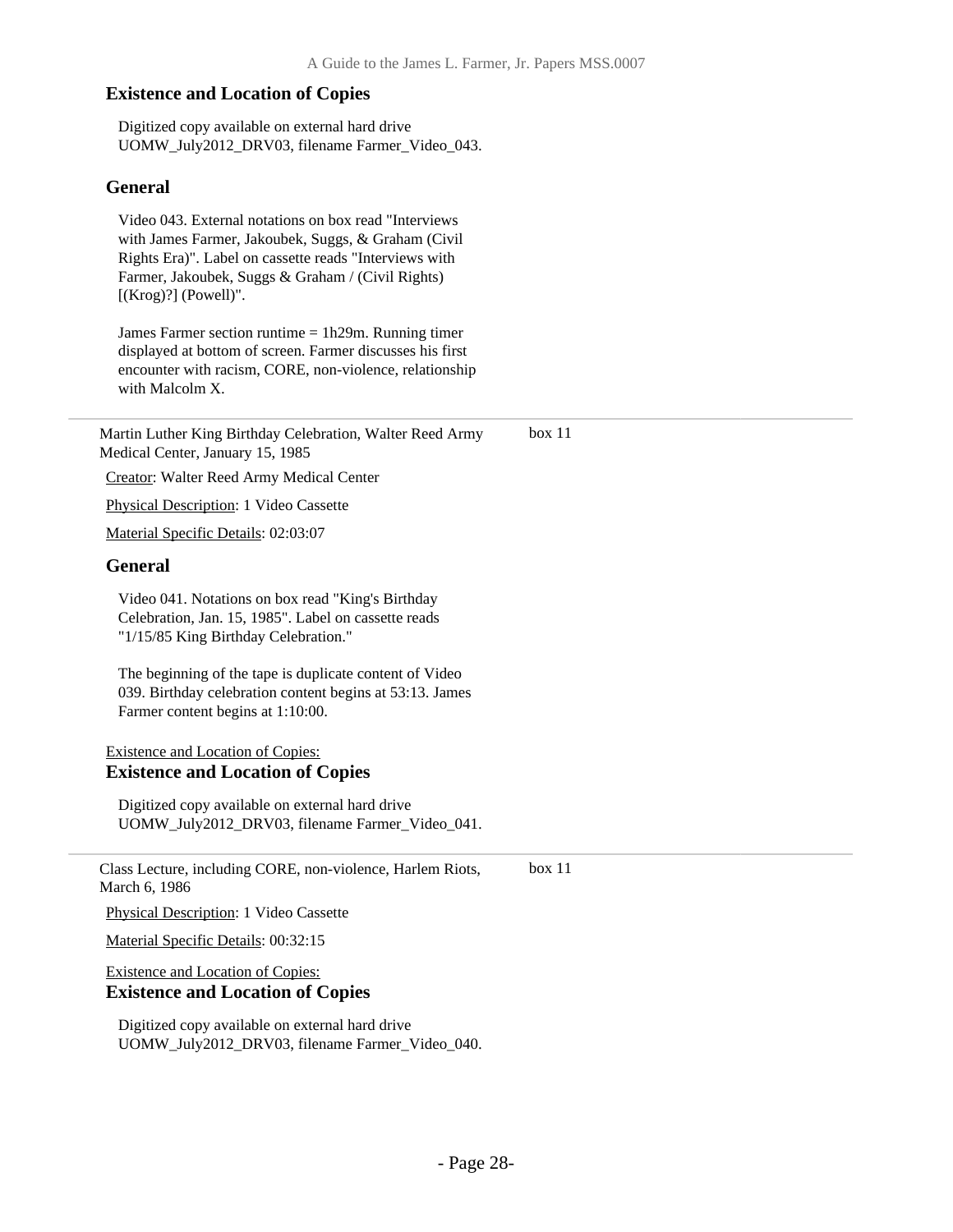### Existence and Location of Copies

Digitized copy available on external hard drive UOMW_July2012_DRV03, filename Farmer_Video_043.

### General

Video 043. External notations on box read "Interviews with James Farmer, Jakoubek, Suggs, & Graham (Civil Rights Era)". Label on cassette reads "Interviews with Farmer, Jakoubek, Suggs & Graham / (Civil Rights) [(Krog)?] (Powell)".

James Farmer section runtime = 1h29m. Running timer displayed at bottom of screen. Farmer discusses his first encounter with racism, CORE, non-violence, relationship with Malcolm X.

---

Martin Luther King Birthday Celebration, Walter Reed Army Medical Center, January 15, 1985 — box 11

Creator: Walter Reed Army Medical Center

Physical Description: 1 Video Cassette

Material Specific Details: 02:03:07

### General

Video 041. Notations on box read "King's Birthday Celebration, Jan. 15, 1985". Label on cassette reads "1/15/85 King Birthday Celebration."

The beginning of the tape is duplicate content of Video 039. Birthday celebration content begins at 53:13. James Farmer content begins at 1:10:00.

Existence and Location of Copies:

### Existence and Location of Copies

Digitized copy available on external hard drive UOMW_July2012_DRV03, filename Farmer_Video_041.

---

Class Lecture, including CORE, non-violence, Harlem Riots, March 6, 1986 — box 11

Physical Description: 1 Video Cassette

Material Specific Details: 00:32:15

Existence and Location of Copies:

### Existence and Location of Copies

Digitized copy available on external hard drive UOMW_July2012_DRV03, filename Farmer_Video_040.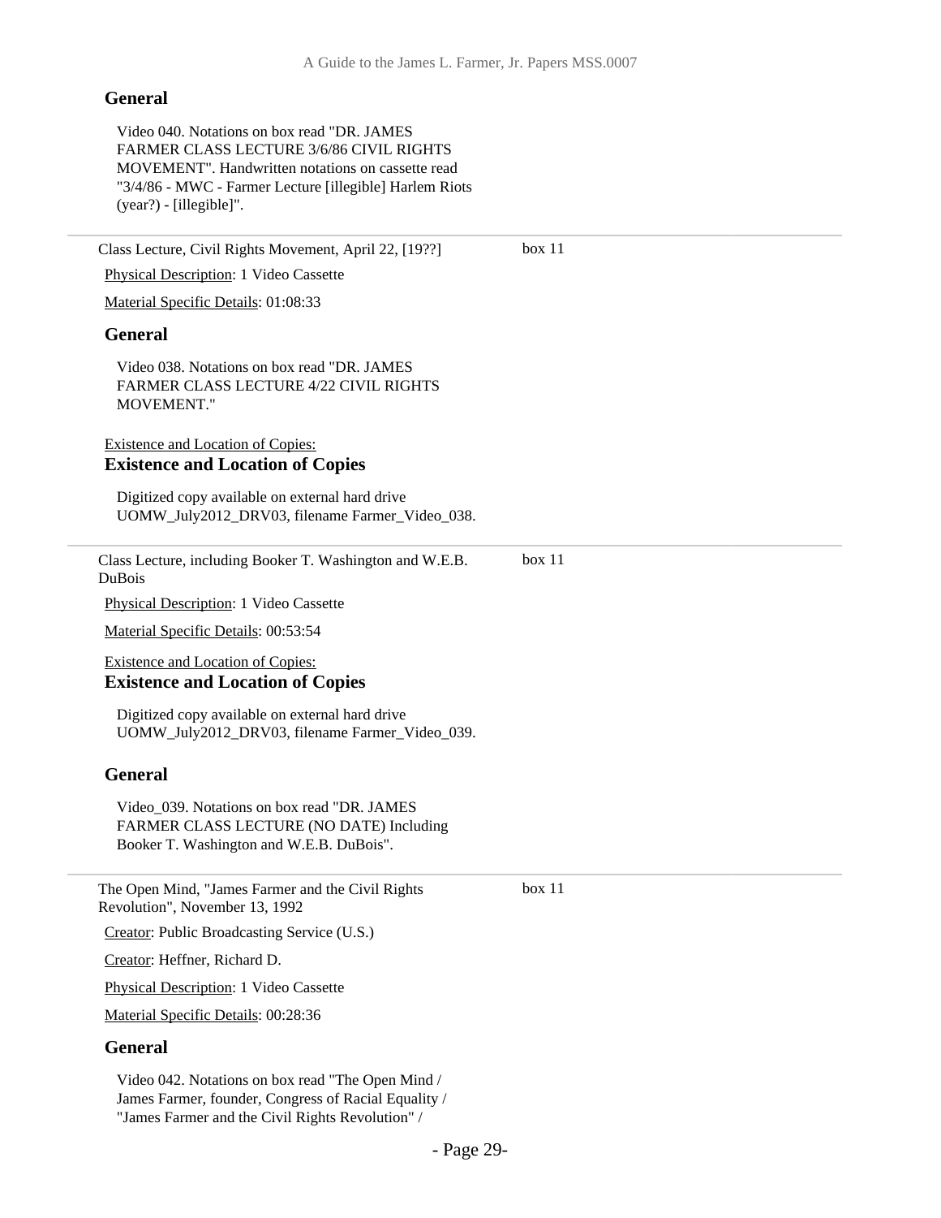#### General

Video 040. Notations on box read "DR. JAMES FARMER CLASS LECTURE 3/6/86 CIVIL RIGHTS MOVEMENT". Handwritten notations on cassette read "3/4/86 - MWC - Farmer Lecture [illegible] Harlem Riots (year?) - [illegible]".

---

Class Lecture, Civil Rights Movement, April 22, [19??] — box 11

Physical Description: 1 Video Cassette

Material Specific Details: 01:08:33

#### General

Video 038. Notations on box read "DR. JAMES FARMER CLASS LECTURE 4/22 CIVIL RIGHTS MOVEMENT."

Existence and Location of Copies:

#### Existence and Location of Copies

Digitized copy available on external hard drive UOMW_July2012_DRV03, filename Farmer_Video_038.

---

Class Lecture, including Booker T. Washington and W.E.B. DuBois — box 11

Physical Description: 1 Video Cassette

Material Specific Details: 00:53:54

Existence and Location of Copies:

#### Existence and Location of Copies

Digitized copy available on external hard drive UOMW_July2012_DRV03, filename Farmer_Video_039.

#### General

Video_039. Notations on box read "DR. JAMES FARMER CLASS LECTURE (NO DATE) Including Booker T. Washington and W.E.B. DuBois".

---

The Open Mind, "James Farmer and the Civil Rights Revolution", November 13, 1992 — box 11

Creator: Public Broadcasting Service (U.S.)

Creator: Heffner, Richard D.

Physical Description: 1 Video Cassette

Material Specific Details: 00:28:36

#### General

Video 042. Notations on box read "The Open Mind / James Farmer, founder, Congress of Racial Equality / "James Farmer and the Civil Rights Revolution" /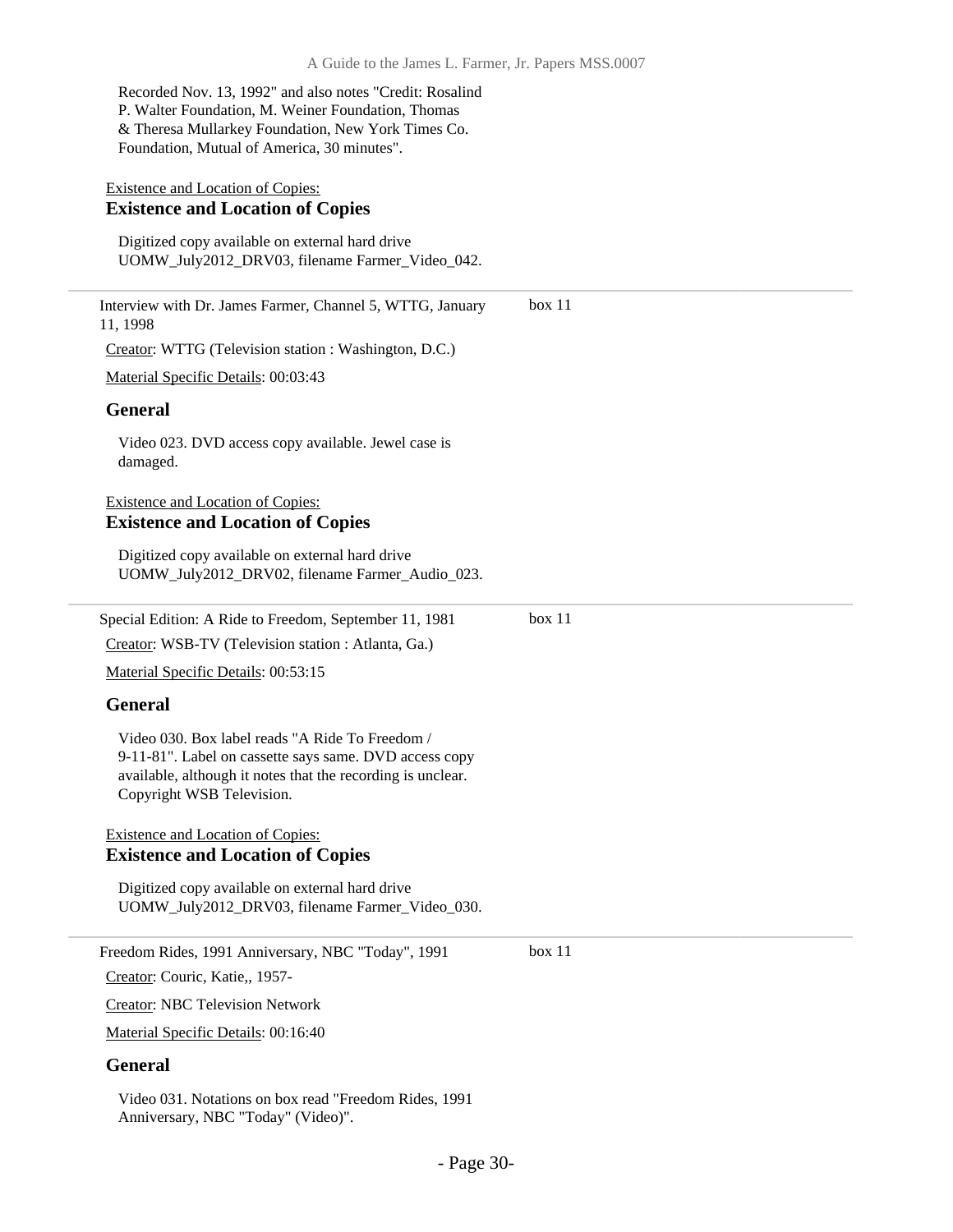Recorded Nov. 13, 1992" and also notes "Credit: Rosalind P. Walter Foundation, M. Weiner Foundation, Thomas & Theresa Mullarkey Foundation, New York Times Co. Foundation, Mutual of America, 30 minutes".

Existence and Location of Copies:

**Existence and Location of Copies**

Digitized copy available on external hard drive UOMW_July2012_DRV03, filename Farmer_Video_042.

---

Interview with Dr. James Farmer, Channel 5, WTTG, January 11, 1998 — box 11

Creator: WTTG (Television station : Washington, D.C.)

Material Specific Details: 00:03:43

**General**

Video 023. DVD access copy available. Jewel case is damaged.

Existence and Location of Copies:

**Existence and Location of Copies**

Digitized copy available on external hard drive UOMW_July2012_DRV02, filename Farmer_Audio_023.

---

Special Edition: A Ride to Freedom, September 11, 1981 — box 11

Creator: WSB-TV (Television station : Atlanta, Ga.)

Material Specific Details: 00:53:15

**General**

Video 030. Box label reads "A Ride To Freedom / 9-11-81". Label on cassette says same. DVD access copy available, although it notes that the recording is unclear. Copyright WSB Television.

Existence and Location of Copies:

**Existence and Location of Copies**

Digitized copy available on external hard drive UOMW_July2012_DRV03, filename Farmer_Video_030.

---

Freedom Rides, 1991 Anniversary, NBC "Today", 1991 — box 11

Creator: Couric, Katie,, 1957-

Creator: NBC Television Network

Material Specific Details: 00:16:40

**General**

Video 031. Notations on box read "Freedom Rides, 1991 Anniversary, NBC "Today" (Video)".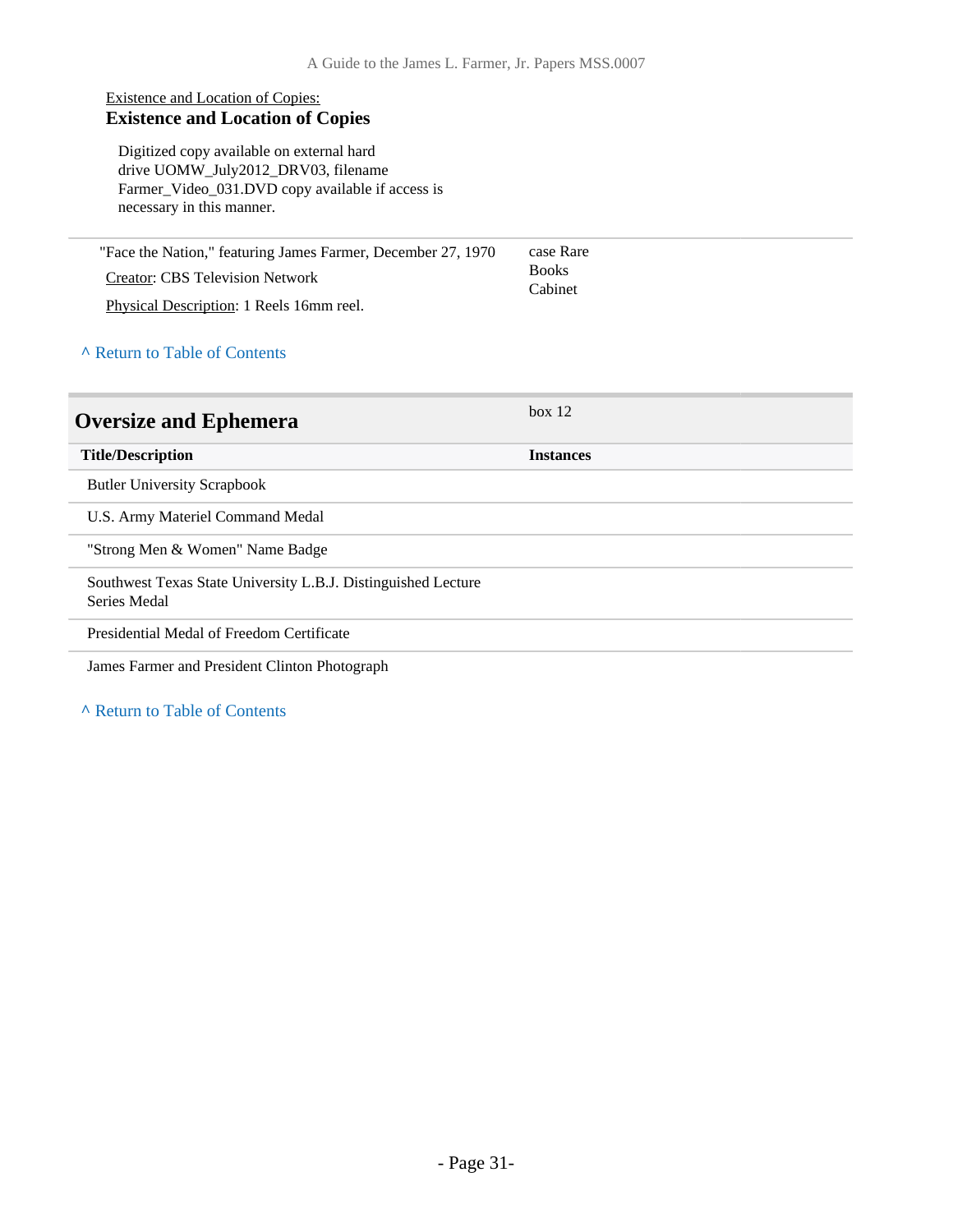Existence and Location of Copies:

**Existence and Location of Copies**

Digitized copy available on external hard drive UOMW_July2012_DRV03, filename Farmer_Video_031.DVD copy available if access is necessary in this manner.

| | |
|---|---|
| "Face the Nation," featuring James Farmer, December 27, 1970<br>Creator: CBS Television Network<br>Physical Description: 1 Reels 16mm reel. | case Rare Books Cabinet |

^ Return to Table of Contents

## Oversize and Ephemera

box 12

| Title/Description | Instances |
|---|---|
| Butler University Scrapbook | |
| U.S. Army Materiel Command Medal | |
| "Strong Men & Women" Name Badge | |
| Southwest Texas State University L.B.J. Distinguished Lecture Series Medal | |
| Presidential Medal of Freedom Certificate | |
| James Farmer and President Clinton Photograph | |

^ Return to Table of Contents